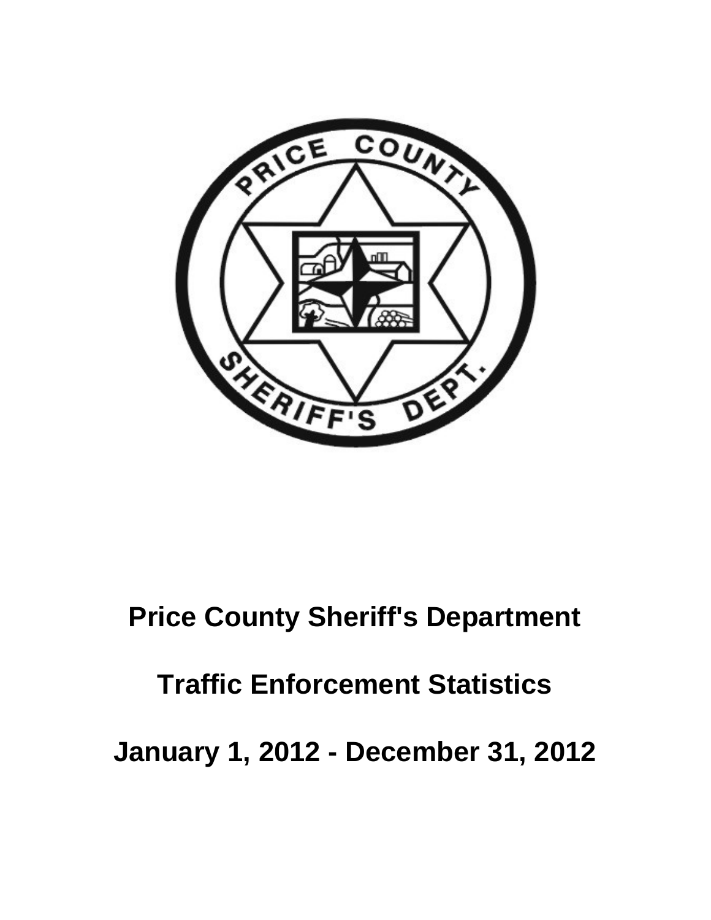# Price County Sheriff's Department

## Traffic Enforcement Statistics

## January 1, 2012 - December 31, 2012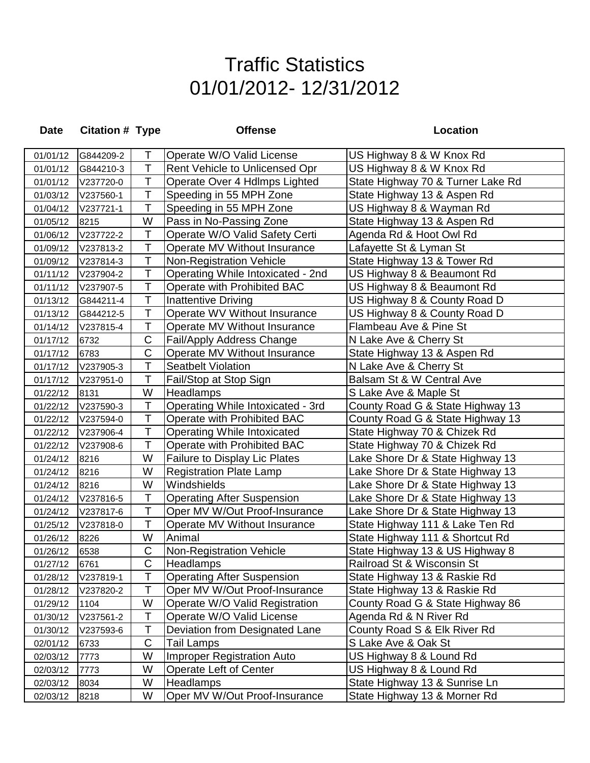# Traffic Statistics
# 01/01/2012- 12/31/2012

| Date | Citation # | Type | Offense | Location |
|---|---|---|---|---|
| 01/01/12 | G844209-2 | T | Operate W/O Valid License | US Highway 8 & W Knox Rd |
| 01/01/12 | G844210-3 | T | Rent Vehicle to Unlicensed Opr | US Highway 8 & W Knox Rd |
| 01/01/12 | V237720-0 | T | Operate Over 4 Hdlmps Lighted | State Highway 70 & Turner Lake Rd |
| 01/03/12 | V237560-1 | T | Speeding in 55 MPH Zone | State Highway 13 & Aspen Rd |
| 01/04/12 | V237721-1 | T | Speeding in 55 MPH Zone | US Highway 8 & Wayman Rd |
| 01/05/12 | 8215 | W | Pass in No-Passing Zone | State Highway 13 & Aspen Rd |
| 01/06/12 | V237722-2 | T | Operate W/O Valid Safety Certi | Agenda Rd & Hoot Owl Rd |
| 01/09/12 | V237813-2 | T | Operate MV Without Insurance | Lafayette St & Lyman St |
| 01/09/12 | V237814-3 | T | Non-Registration Vehicle | State Highway 13 & Tower Rd |
| 01/11/12 | V237904-2 | T | Operating While Intoxicated - 2nd | US Highway 8 & Beaumont Rd |
| 01/11/12 | V237907-5 | T | Operate with Prohibited BAC | US Highway 8 & Beaumont Rd |
| 01/13/12 | G844211-4 | T | Inattentive Driving | US Highway 8 & County Road D |
| 01/13/12 | G844212-5 | T | Operate WV Without Insurance | US Highway 8 & County Road D |
| 01/14/12 | V237815-4 | T | Operate MV Without Insurance | Flambeau Ave & Pine St |
| 01/17/12 | 6732 | C | Fail/Apply Address Change | N Lake Ave & Cherry St |
| 01/17/12 | 6783 | C | Operate MV Without Insurance | State Highway 13 & Aspen Rd |
| 01/17/12 | V237905-3 | T | Seatbelt Violation | N Lake Ave & Cherry St |
| 01/17/12 | V237951-0 | T | Fail/Stop at Stop Sign | Balsam St & W Central Ave |
| 01/22/12 | 8131 | W | Headlamps | S Lake Ave & Maple St |
| 01/22/12 | V237590-3 | T | Operating While Intoxicated - 3rd | County Road G & State Highway 13 |
| 01/22/12 | V237594-0 | T | Operate with Prohibited BAC | County Road G & State Highway 13 |
| 01/22/12 | V237906-4 | T | Operating While Intoxicated | State Highway 70 & Chizek Rd |
| 01/22/12 | V237908-6 | T | Operate with Prohibited BAC | State Highway 70 & Chizek Rd |
| 01/24/12 | 8216 | W | Failure to Display Lic Plates | Lake Shore Dr & State Highway 13 |
| 01/24/12 | 8216 | W | Registration Plate Lamp | Lake Shore Dr & State Highway 13 |
| 01/24/12 | 8216 | W | Windshields | Lake Shore Dr & State Highway 13 |
| 01/24/12 | V237816-5 | T | Operating After Suspension | Lake Shore Dr & State Highway 13 |
| 01/24/12 | V237817-6 | T | Oper MV W/Out Proof-Insurance | Lake Shore Dr & State Highway 13 |
| 01/25/12 | V237818-0 | T | Operate MV Without Insurance | State Highway 111 & Lake Ten Rd |
| 01/26/12 | 8226 | W | Animal | State Highway 111 & Shortcut Rd |
| 01/26/12 | 6538 | C | Non-Registration Vehicle | State Highway 13 & US Highway 8 |
| 01/27/12 | 6761 | C | Headlamps | Railroad St & Wisconsin St |
| 01/28/12 | V237819-1 | T | Operating After Suspension | State Highway 13 & Raskie Rd |
| 01/28/12 | V237820-2 | T | Oper MV W/Out Proof-Insurance | State Highway 13 & Raskie Rd |
| 01/29/12 | 1104 | W | Operate W/O Valid Registration | County Road G & State Highway 86 |
| 01/30/12 | V237561-2 | T | Operate W/O Valid License | Agenda Rd & N River Rd |
| 01/30/12 | V237593-6 | T | Deviation from Designated Lane | County Road S & Elk River Rd |
| 02/01/12 | 6733 | C | Tail Lamps | S Lake Ave & Oak St |
| 02/03/12 | 7773 | W | Improper Registration Auto | US Highway 8 & Lound Rd |
| 02/03/12 | 7773 | W | Operate Left of Center | US Highway 8 & Lound Rd |
| 02/03/12 | 8034 | W | Headlamps | State Highway 13 & Sunrise Ln |
| 02/03/12 | 8218 | W | Oper MV W/Out Proof-Insurance | State Highway 13 & Morner Rd |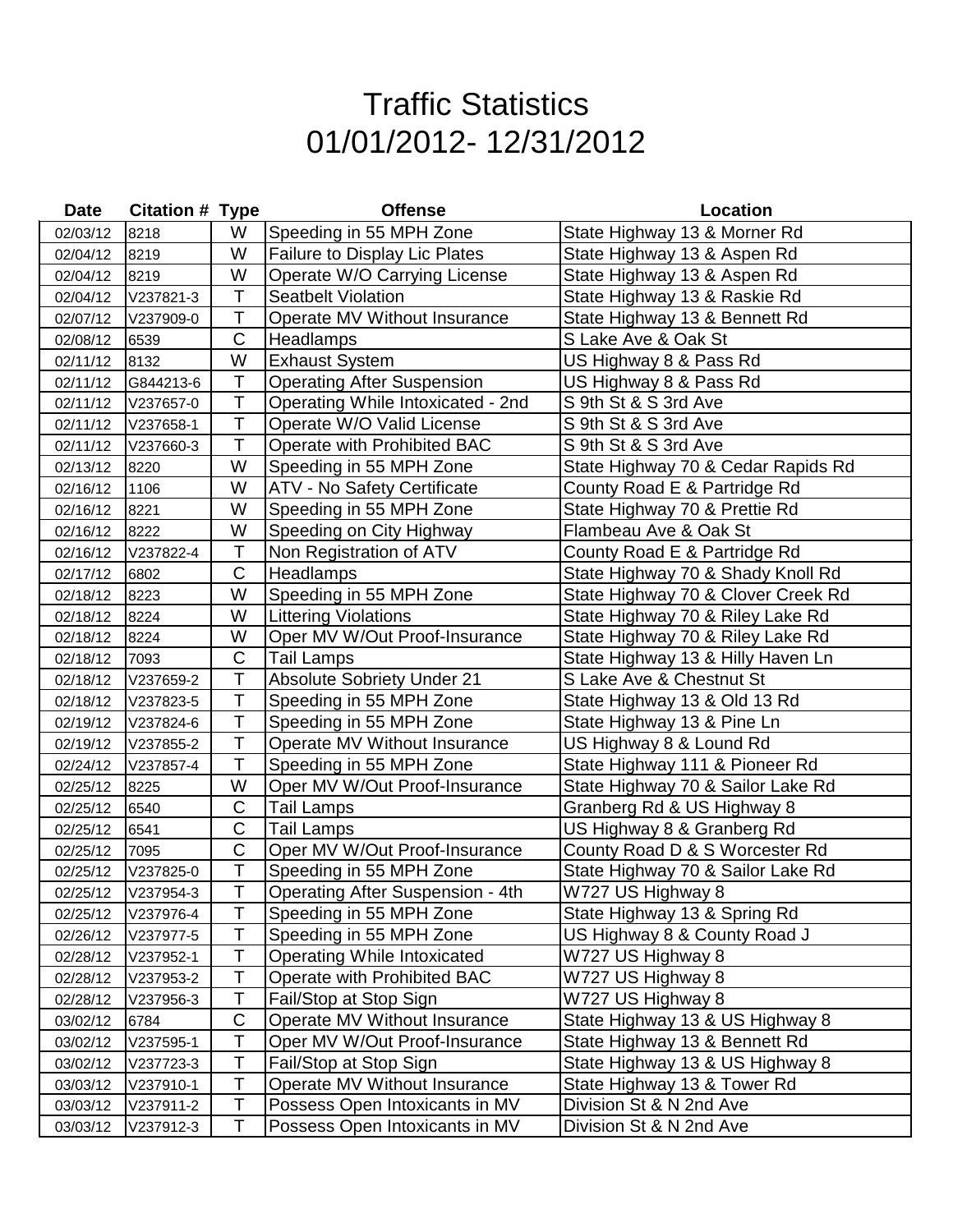# Traffic Statistics
# 01/01/2012- 12/31/2012

| Date | Citation # | Type | Offense | Location |
|---|---|---|---|---|
| 02/03/12 | 8218 | W | Speeding in 55 MPH Zone | State Highway 13 & Morner Rd |
| 02/04/12 | 8219 | W | Failure to Display Lic Plates | State Highway 13 & Aspen Rd |
| 02/04/12 | 8219 | W | Operate W/O Carrying License | State Highway 13 & Aspen Rd |
| 02/04/12 | V237821-3 | T | Seatbelt Violation | State Highway 13 & Raskie Rd |
| 02/07/12 | V237909-0 | T | Operate MV Without Insurance | State Highway 13 & Bennett Rd |
| 02/08/12 | 6539 | C | Headlamps | S Lake Ave & Oak St |
| 02/11/12 | 8132 | W | Exhaust System | US Highway 8 & Pass Rd |
| 02/11/12 | G844213-6 | T | Operating After Suspension | US Highway 8 & Pass Rd |
| 02/11/12 | V237657-0 | T | Operating While Intoxicated - 2nd | S 9th St & S 3rd Ave |
| 02/11/12 | V237658-1 | T | Operate W/O Valid License | S 9th St & S 3rd Ave |
| 02/11/12 | V237660-3 | T | Operate with Prohibited BAC | S 9th St & S 3rd Ave |
| 02/13/12 | 8220 | W | Speeding in 55 MPH Zone | State Highway 70 & Cedar Rapids Rd |
| 02/16/12 | 1106 | W | ATV - No Safety Certificate | County Road E & Partridge Rd |
| 02/16/12 | 8221 | W | Speeding in 55 MPH Zone | State Highway 70 & Prettie Rd |
| 02/16/12 | 8222 | W | Speeding on City Highway | Flambeau Ave & Oak St |
| 02/16/12 | V237822-4 | T | Non Registration of ATV | County Road E & Partridge Rd |
| 02/17/12 | 6802 | C | Headlamps | State Highway 70 & Shady Knoll Rd |
| 02/18/12 | 8223 | W | Speeding in 55 MPH Zone | State Highway 70 & Clover Creek Rd |
| 02/18/12 | 8224 | W | Littering Violations | State Highway 70 & Riley Lake Rd |
| 02/18/12 | 8224 | W | Oper MV W/Out Proof-Insurance | State Highway 70 & Riley Lake Rd |
| 02/18/12 | 7093 | C | Tail Lamps | State Highway 13 & Hilly Haven Ln |
| 02/18/12 | V237659-2 | T | Absolute Sobriety Under 21 | S Lake Ave & Chestnut St |
| 02/18/12 | V237823-5 | T | Speeding in 55 MPH Zone | State Highway 13 & Old 13 Rd |
| 02/19/12 | V237824-6 | T | Speeding in 55 MPH Zone | State Highway 13 & Pine Ln |
| 02/19/12 | V237855-2 | T | Operate MV Without Insurance | US Highway 8 & Lound Rd |
| 02/24/12 | V237857-4 | T | Speeding in 55 MPH Zone | State Highway 111 & Pioneer Rd |
| 02/25/12 | 8225 | W | Oper MV W/Out Proof-Insurance | State Highway 70 & Sailor Lake Rd |
| 02/25/12 | 6540 | C | Tail Lamps | Granberg Rd & US Highway 8 |
| 02/25/12 | 6541 | C | Tail Lamps | US Highway 8 & Granberg Rd |
| 02/25/12 | 7095 | C | Oper MV W/Out Proof-Insurance | County Road D & S Worcester Rd |
| 02/25/12 | V237825-0 | T | Speeding in 55 MPH Zone | State Highway 70 & Sailor Lake Rd |
| 02/25/12 | V237954-3 | T | Operating After Suspension - 4th | W727 US Highway 8 |
| 02/25/12 | V237976-4 | T | Speeding in 55 MPH Zone | State Highway 13 & Spring Rd |
| 02/26/12 | V237977-5 | T | Speeding in 55 MPH Zone | US Highway 8 & County Road J |
| 02/28/12 | V237952-1 | T | Operating While Intoxicated | W727 US Highway 8 |
| 02/28/12 | V237953-2 | T | Operate with Prohibited BAC | W727 US Highway 8 |
| 02/28/12 | V237956-3 | T | Fail/Stop at Stop Sign | W727 US Highway 8 |
| 03/02/12 | 6784 | C | Operate MV Without Insurance | State Highway 13 & US Highway 8 |
| 03/02/12 | V237595-1 | T | Oper MV W/Out Proof-Insurance | State Highway 13 & Bennett Rd |
| 03/02/12 | V237723-3 | T | Fail/Stop at Stop Sign | State Highway 13 & US Highway 8 |
| 03/03/12 | V237910-1 | T | Operate MV Without Insurance | State Highway 13 & Tower Rd |
| 03/03/12 | V237911-2 | T | Possess Open Intoxicants in MV | Division St & N 2nd Ave |
| 03/03/12 | V237912-3 | T | Possess Open Intoxicants in MV | Division St & N 2nd Ave |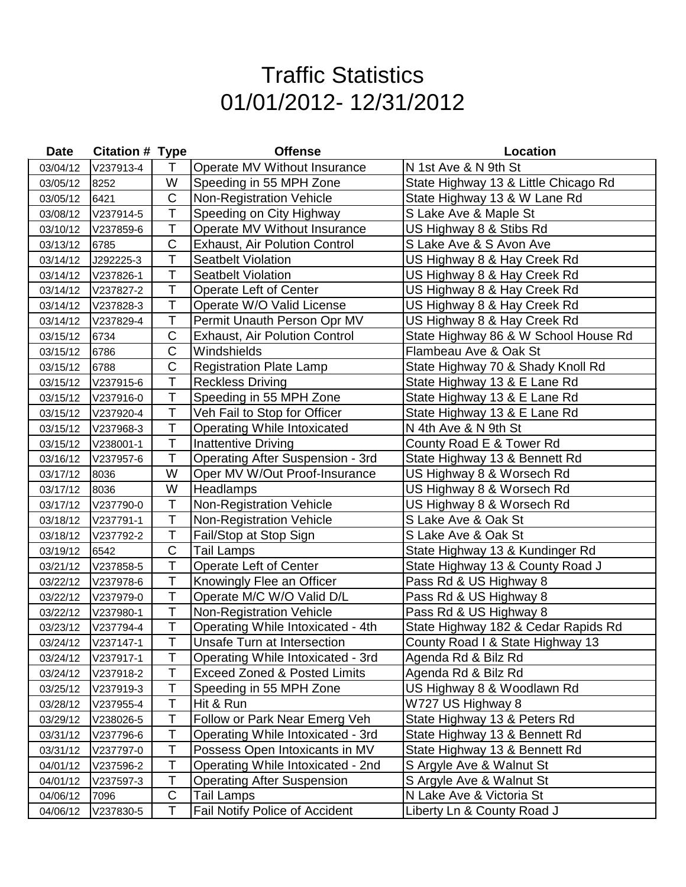# Traffic Statistics
# 01/01/2012- 12/31/2012

| Date | Citation # | Type | Offense | Location |
|---|---|---|---|---|
| 03/04/12 | V237913-4 | T | Operate MV Without Insurance | N 1st Ave & N 9th St |
| 03/05/12 | 8252 | W | Speeding in 55 MPH Zone | State Highway 13 & Little Chicago Rd |
| 03/05/12 | 6421 | C | Non-Registration Vehicle | State Highway 13 & W Lane Rd |
| 03/08/12 | V237914-5 | T | Speeding on City Highway | S Lake Ave & Maple St |
| 03/10/12 | V237859-6 | T | Operate MV Without Insurance | US Highway 8 & Stibs Rd |
| 03/13/12 | 6785 | C | Exhaust, Air Polution Control | S Lake Ave & S Avon Ave |
| 03/14/12 | J292225-3 | T | Seatbelt Violation | US Highway 8 & Hay Creek Rd |
| 03/14/12 | V237826-1 | T | Seatbelt Violation | US Highway 8 & Hay Creek Rd |
| 03/14/12 | V237827-2 | T | Operate Left of Center | US Highway 8 & Hay Creek Rd |
| 03/14/12 | V237828-3 | T | Operate W/O Valid License | US Highway 8 & Hay Creek Rd |
| 03/14/12 | V237829-4 | T | Permit Unauth Person Opr MV | US Highway 8 & Hay Creek Rd |
| 03/15/12 | 6734 | C | Exhaust, Air Polution Control | State Highway 86 & W School House Rd |
| 03/15/12 | 6786 | C | Windshields | Flambeau Ave & Oak St |
| 03/15/12 | 6788 | C | Registration Plate Lamp | State Highway 70 & Shady Knoll Rd |
| 03/15/12 | V237915-6 | T | Reckless Driving | State Highway 13 & E Lane Rd |
| 03/15/12 | V237916-0 | T | Speeding in 55 MPH Zone | State Highway 13 & E Lane Rd |
| 03/15/12 | V237920-4 | T | Veh Fail to Stop for Officer | State Highway 13 & E Lane Rd |
| 03/15/12 | V237968-3 | T | Operating While Intoxicated | N 4th Ave & N 9th St |
| 03/15/12 | V238001-1 | T | Inattentive Driving | County Road E & Tower Rd |
| 03/16/12 | V237957-6 | T | Operating After Suspension - 3rd | State Highway 13 & Bennett Rd |
| 03/17/12 | 8036 | W | Oper MV W/Out Proof-Insurance | US Highway 8 & Worsech Rd |
| 03/17/12 | 8036 | W | Headlamps | US Highway 8 & Worsech Rd |
| 03/17/12 | V237790-0 | T | Non-Registration Vehicle | US Highway 8 & Worsech Rd |
| 03/18/12 | V237791-1 | T | Non-Registration Vehicle | S Lake Ave & Oak St |
| 03/18/12 | V237792-2 | T | Fail/Stop at Stop Sign | S Lake Ave & Oak St |
| 03/19/12 | 6542 | C | Tail Lamps | State Highway 13 & Kundinger Rd |
| 03/21/12 | V237858-5 | T | Operate Left of Center | State Highway 13 & County Road J |
| 03/22/12 | V237978-6 | T | Knowingly Flee an Officer | Pass Rd & US Highway 8 |
| 03/22/12 | V237979-0 | T | Operate M/C W/O Valid D/L | Pass Rd & US Highway 8 |
| 03/22/12 | V237980-1 | T | Non-Registration Vehicle | Pass Rd & US Highway 8 |
| 03/23/12 | V237794-4 | T | Operating While Intoxicated - 4th | State Highway 182 & Cedar Rapids Rd |
| 03/24/12 | V237147-1 | T | Unsafe Turn at Intersection | County Road I & State Highway 13 |
| 03/24/12 | V237917-1 | T | Operating While Intoxicated - 3rd | Agenda Rd & Bilz Rd |
| 03/24/12 | V237918-2 | T | Exceed Zoned & Posted Limits | Agenda Rd & Bilz Rd |
| 03/25/12 | V237919-3 | T | Speeding in 55 MPH Zone | US Highway 8 & Woodlawn Rd |
| 03/28/12 | V237955-4 | T | Hit & Run | W727 US Highway 8 |
| 03/29/12 | V238026-5 | T | Follow or Park Near Emerg Veh | State Highway 13 & Peters Rd |
| 03/31/12 | V237796-6 | T | Operating While Intoxicated - 3rd | State Highway 13 & Bennett Rd |
| 03/31/12 | V237797-0 | T | Possess Open Intoxicants in MV | State Highway 13 & Bennett Rd |
| 04/01/12 | V237596-2 | T | Operating While Intoxicated - 2nd | S Argyle Ave & Walnut St |
| 04/01/12 | V237597-3 | T | Operating After Suspension | S Argyle Ave & Walnut St |
| 04/06/12 | 7096 | C | Tail Lamps | N Lake Ave & Victoria St |
| 04/06/12 | V237830-5 | T | Fail Notify Police of Accident | Liberty Ln & County Road J |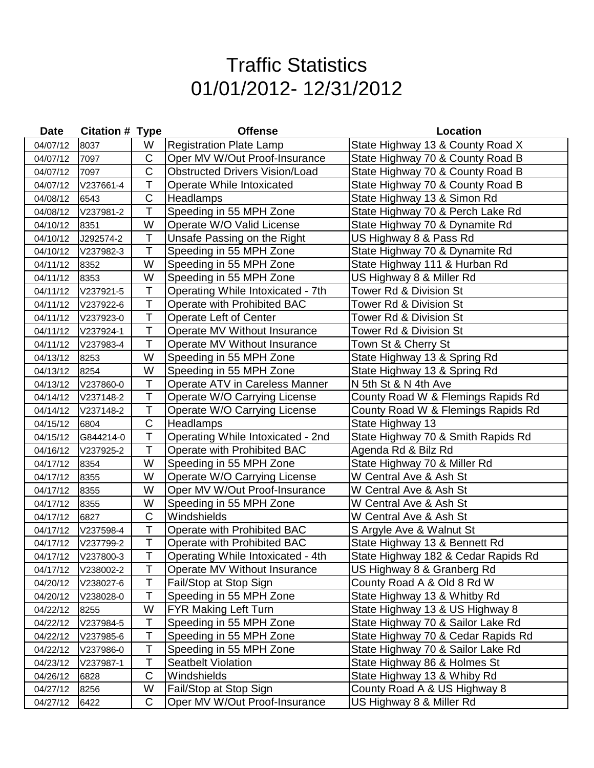# Traffic Statistics
# 01/01/2012- 12/31/2012

| Date | Citation # | Type | Offense | Location |
|---|---|---|---|---|
| 04/07/12 | 8037 | W | Registration Plate Lamp | State Highway 13 & County Road X |
| 04/07/12 | 7097 | C | Oper MV W/Out Proof-Insurance | State Highway 70 & County Road B |
| 04/07/12 | 7097 | C | Obstructed Drivers Vision/Load | State Highway 70 & County Road B |
| 04/07/12 | V237661-4 | T | Operate While Intoxicated | State Highway 70 & County Road B |
| 04/08/12 | 6543 | C | Headlamps | State Highway 13 & Simon Rd |
| 04/08/12 | V237981-2 | T | Speeding in 55 MPH Zone | State Highway 70 & Perch Lake Rd |
| 04/10/12 | 8351 | W | Operate W/O Valid License | State Highway 70 & Dynamite Rd |
| 04/10/12 | J292574-2 | T | Unsafe Passing on the Right | US Highway 8 & Pass Rd |
| 04/10/12 | V237982-3 | T | Speeding in 55 MPH Zone | State Highway 70 & Dynamite Rd |
| 04/11/12 | 8352 | W | Speeding in 55 MPH Zone | State Highway 111 & Hurban Rd |
| 04/11/12 | 8353 | W | Speeding in 55 MPH Zone | US Highway 8 & Miller Rd |
| 04/11/12 | V237921-5 | T | Operating While Intoxicated - 7th | Tower Rd & Division St |
| 04/11/12 | V237922-6 | T | Operate with Prohibited BAC | Tower Rd & Division St |
| 04/11/12 | V237923-0 | T | Operate Left of Center | Tower Rd & Division St |
| 04/11/12 | V237924-1 | T | Operate MV Without Insurance | Tower Rd & Division St |
| 04/11/12 | V237983-4 | T | Operate MV Without Insurance | Town St & Cherry St |
| 04/13/12 | 8253 | W | Speeding in 55 MPH Zone | State Highway 13 & Spring Rd |
| 04/13/12 | 8254 | W | Speeding in 55 MPH Zone | State Highway 13 & Spring Rd |
| 04/13/12 | V237860-0 | T | Operate ATV in Careless Manner | N 5th St & N 4th Ave |
| 04/14/12 | V237148-2 | T | Operate W/O Carrying License | County Road W & Flemings Rapids Rd |
| 04/14/12 | V237148-2 | T | Operate W/O Carrying License | County Road W & Flemings Rapids Rd |
| 04/15/12 | 6804 | C | Headlamps | State Highway 13 |
| 04/15/12 | G844214-0 | T | Operating While Intoxicated - 2nd | State Highway 70 & Smith Rapids Rd |
| 04/16/12 | V237925-2 | T | Operate with Prohibited BAC | Agenda Rd & Bilz Rd |
| 04/17/12 | 8354 | W | Speeding in 55 MPH Zone | State Highway 70 & Miller Rd |
| 04/17/12 | 8355 | W | Operate W/O Carrying License | W Central Ave & Ash St |
| 04/17/12 | 8355 | W | Oper MV W/Out Proof-Insurance | W Central Ave & Ash St |
| 04/17/12 | 8355 | W | Speeding in 55 MPH Zone | W Central Ave & Ash St |
| 04/17/12 | 6827 | C | Windshields | W Central Ave & Ash St |
| 04/17/12 | V237598-4 | T | Operate with Prohibited BAC | S Argyle Ave & Walnut St |
| 04/17/12 | V237799-2 | T | Operate with Prohibited BAC | State Highway 13 & Bennett Rd |
| 04/17/12 | V237800-3 | T | Operating While Intoxicated - 4th | State Highway 182 & Cedar Rapids Rd |
| 04/17/12 | V238002-2 | T | Operate MV Without Insurance | US Highway 8 & Granberg Rd |
| 04/20/12 | V238027-6 | T | Fail/Stop at Stop Sign | County Road A & Old 8 Rd W |
| 04/20/12 | V238028-0 | T | Speeding in 55 MPH Zone | State Highway 13 & Whitby Rd |
| 04/22/12 | 8255 | W | FYR Making Left Turn | State Highway 13 & US Highway 8 |
| 04/22/12 | V237984-5 | T | Speeding in 55 MPH Zone | State Highway 70 & Sailor Lake Rd |
| 04/22/12 | V237985-6 | T | Speeding in 55 MPH Zone | State Highway 70 & Cedar Rapids Rd |
| 04/22/12 | V237986-0 | T | Speeding in 55 MPH Zone | State Highway 70 & Sailor Lake Rd |
| 04/23/12 | V237987-1 | T | Seatbelt Violation | State Highway 86 & Holmes St |
| 04/26/12 | 6828 | C | Windshields | State Highway 13 & Whiby Rd |
| 04/27/12 | 8256 | W | Fail/Stop at Stop Sign | County Road A & US Highway 8 |
| 04/27/12 | 6422 | C | Oper MV W/Out Proof-Insurance | US Highway 8 & Miller Rd |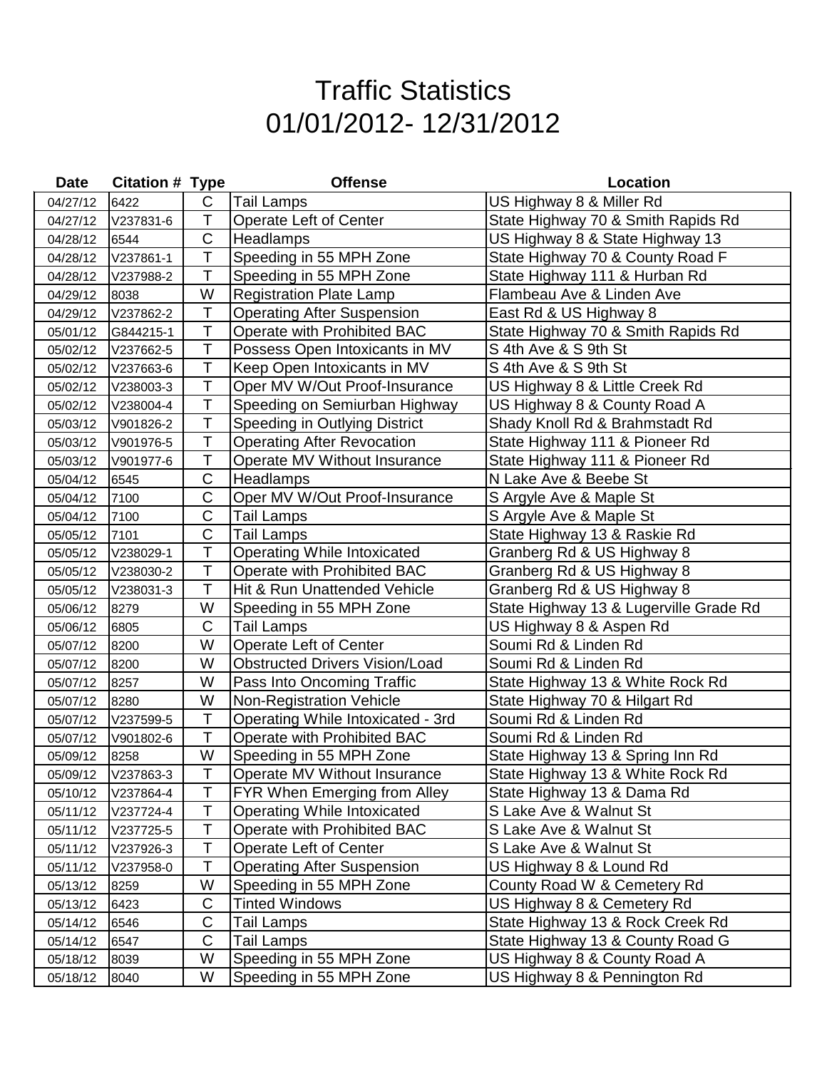# Traffic Statistics
# 01/01/2012- 12/31/2012

| Date | Citation # | Type | Offense | Location |
|---|---|---|---|---|
| 04/27/12 | 6422 | C | Tail Lamps | US Highway 8 & Miller Rd |
| 04/27/12 | V237831-6 | T | Operate Left of Center | State Highway 70 & Smith Rapids Rd |
| 04/28/12 | 6544 | C | Headlamps | US Highway 8 & State Highway 13 |
| 04/28/12 | V237861-1 | T | Speeding in 55 MPH Zone | State Highway 70 & County Road F |
| 04/28/12 | V237988-2 | T | Speeding in 55 MPH Zone | State Highway 111 & Hurban Rd |
| 04/29/12 | 8038 | W | Registration Plate Lamp | Flambeau Ave & Linden Ave |
| 04/29/12 | V237862-2 | T | Operating After Suspension | East Rd & US Highway 8 |
| 05/01/12 | G844215-1 | T | Operate with Prohibited BAC | State Highway 70 & Smith Rapids Rd |
| 05/02/12 | V237662-5 | T | Possess Open Intoxicants in MV | S 4th Ave & S 9th St |
| 05/02/12 | V237663-6 | T | Keep Open Intoxicants in MV | S 4th Ave & S 9th St |
| 05/02/12 | V238003-3 | T | Oper MV W/Out Proof-Insurance | US Highway 8 & Little Creek Rd |
| 05/02/12 | V238004-4 | T | Speeding on Semiurban Highway | US Highway 8 & County Road A |
| 05/03/12 | V901826-2 | T | Speeding in Outlying District | Shady Knoll Rd & Brahmstadt Rd |
| 05/03/12 | V901976-5 | T | Operating After Revocation | State Highway 111 & Pioneer Rd |
| 05/03/12 | V901977-6 | T | Operate MV Without Insurance | State Highway 111 & Pioneer Rd |
| 05/04/12 | 6545 | C | Headlamps | N Lake Ave & Beebe St |
| 05/04/12 | 7100 | C | Oper MV W/Out Proof-Insurance | S Argyle Ave & Maple St |
| 05/04/12 | 7100 | C | Tail Lamps | S Argyle Ave & Maple St |
| 05/05/12 | 7101 | C | Tail Lamps | State Highway 13 & Raskie Rd |
| 05/05/12 | V238029-1 | T | Operating While Intoxicated | Granberg Rd & US Highway 8 |
| 05/05/12 | V238030-2 | T | Operate with Prohibited BAC | Granberg Rd & US Highway 8 |
| 05/05/12 | V238031-3 | T | Hit & Run Unattended Vehicle | Granberg Rd & US Highway 8 |
| 05/06/12 | 8279 | W | Speeding in 55 MPH Zone | State Highway 13 & Lugerville Grade Rd |
| 05/06/12 | 6805 | C | Tail Lamps | US Highway 8 & Aspen Rd |
| 05/07/12 | 8200 | W | Operate Left of Center | Soumi Rd & Linden Rd |
| 05/07/12 | 8200 | W | Obstructed Drivers Vision/Load | Soumi Rd & Linden Rd |
| 05/07/12 | 8257 | W | Pass Into Oncoming Traffic | State Highway 13 & White Rock Rd |
| 05/07/12 | 8280 | W | Non-Registration Vehicle | State Highway 70 & Hilgart Rd |
| 05/07/12 | V237599-5 | T | Operating While Intoxicated - 3rd | Soumi Rd & Linden Rd |
| 05/07/12 | V901802-6 | T | Operate with Prohibited BAC | Soumi Rd & Linden Rd |
| 05/09/12 | 8258 | W | Speeding in 55 MPH Zone | State Highway 13 & Spring Inn Rd |
| 05/09/12 | V237863-3 | T | Operate MV Without Insurance | State Highway 13 & White Rock Rd |
| 05/10/12 | V237864-4 | T | FYR When Emerging from Alley | State Highway 13 & Dama Rd |
| 05/11/12 | V237724-4 | T | Operating While Intoxicated | S Lake Ave & Walnut St |
| 05/11/12 | V237725-5 | T | Operate with Prohibited BAC | S Lake Ave & Walnut St |
| 05/11/12 | V237926-3 | T | Operate Left of Center | S Lake Ave & Walnut St |
| 05/11/12 | V237958-0 | T | Operating After Suspension | US Highway 8 & Lound Rd |
| 05/13/12 | 8259 | W | Speeding in 55 MPH Zone | County Road W & Cemetery Rd |
| 05/13/12 | 6423 | C | Tinted Windows | US Highway 8 & Cemetery Rd |
| 05/14/12 | 6546 | C | Tail Lamps | State Highway 13 & Rock Creek Rd |
| 05/14/12 | 6547 | C | Tail Lamps | State Highway 13 & County Road G |
| 05/18/12 | 8039 | W | Speeding in 55 MPH Zone | US Highway 8 & County Road A |
| 05/18/12 | 8040 | W | Speeding in 55 MPH Zone | US Highway 8 & Pennington Rd |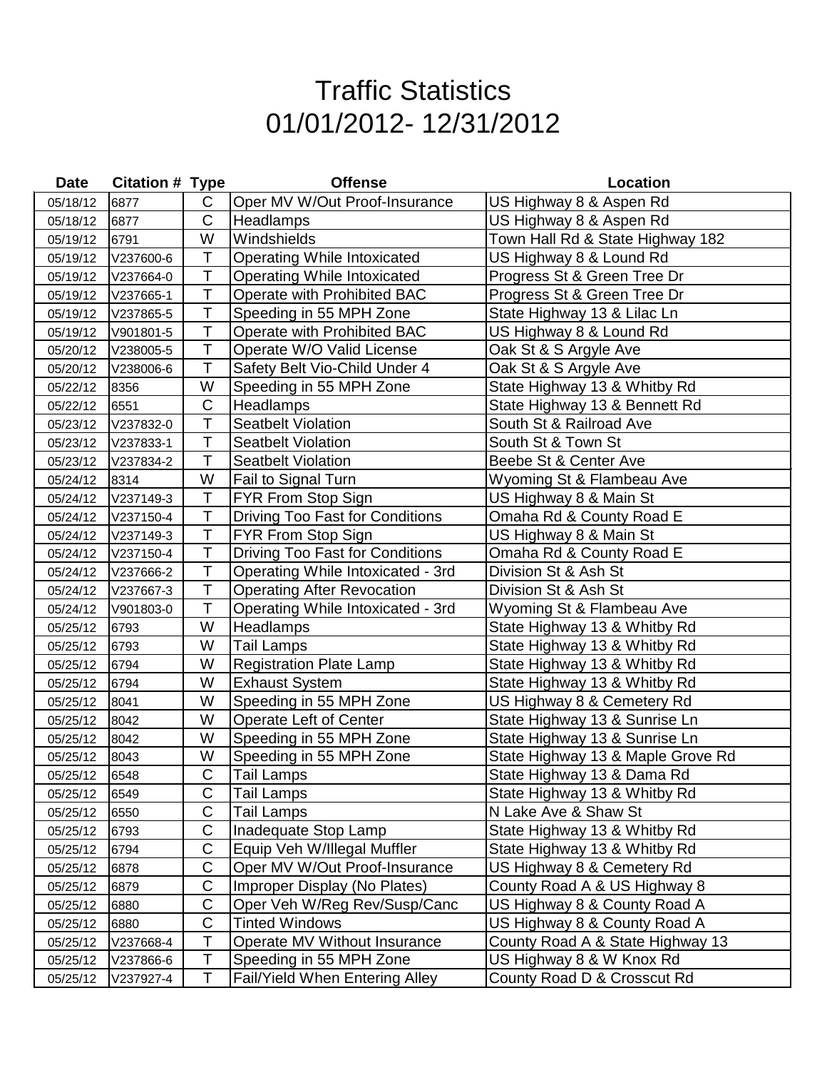# Traffic Statistics
# 01/01/2012- 12/31/2012

| Date | Citation # | Type | Offense | Location |
|---|---|---|---|---|
| 05/18/12 | 6877 | C | Oper MV W/Out Proof-Insurance | US Highway 8 & Aspen Rd |
| 05/18/12 | 6877 | C | Headlamps | US Highway 8 & Aspen Rd |
| 05/19/12 | 6791 | W | Windshields | Town Hall Rd & State Highway 182 |
| 05/19/12 | V237600-6 | T | Operating While Intoxicated | US Highway 8 & Lound Rd |
| 05/19/12 | V237664-0 | T | Operating While Intoxicated | Progress St & Green Tree Dr |
| 05/19/12 | V237665-1 | T | Operate with Prohibited BAC | Progress St & Green Tree Dr |
| 05/19/12 | V237865-5 | T | Speeding in 55 MPH Zone | State Highway 13 & Lilac Ln |
| 05/19/12 | V901801-5 | T | Operate with Prohibited BAC | US Highway 8 & Lound Rd |
| 05/20/12 | V238005-5 | T | Operate W/O Valid License | Oak St & S Argyle Ave |
| 05/20/12 | V238006-6 | T | Safety Belt Vio-Child Under 4 | Oak St & S Argyle Ave |
| 05/22/12 | 8356 | W | Speeding in 55 MPH Zone | State Highway 13 & Whitby Rd |
| 05/22/12 | 6551 | C | Headlamps | State Highway 13 & Bennett Rd |
| 05/23/12 | V237832-0 | T | Seatbelt Violation | South St & Railroad Ave |
| 05/23/12 | V237833-1 | T | Seatbelt Violation | South St & Town St |
| 05/23/12 | V237834-2 | T | Seatbelt Violation | Beebe St & Center Ave |
| 05/24/12 | 8314 | W | Fail to Signal Turn | Wyoming St & Flambeau Ave |
| 05/24/12 | V237149-3 | T | FYR From Stop Sign | US Highway 8 & Main St |
| 05/24/12 | V237150-4 | T | Driving Too Fast for Conditions | Omaha Rd & County Road E |
| 05/24/12 | V237149-3 | T | FYR From Stop Sign | US Highway 8 & Main St |
| 05/24/12 | V237150-4 | T | Driving Too Fast for Conditions | Omaha Rd & County Road E |
| 05/24/12 | V237666-2 | T | Operating While Intoxicated - 3rd | Division St & Ash St |
| 05/24/12 | V237667-3 | T | Operating After Revocation | Division St & Ash St |
| 05/24/12 | V901803-0 | T | Operating While Intoxicated - 3rd | Wyoming St & Flambeau Ave |
| 05/25/12 | 6793 | W | Headlamps | State Highway 13 & Whitby Rd |
| 05/25/12 | 6793 | W | Tail Lamps | State Highway 13 & Whitby Rd |
| 05/25/12 | 6794 | W | Registration Plate Lamp | State Highway 13 & Whitby Rd |
| 05/25/12 | 6794 | W | Exhaust System | State Highway 13 & Whitby Rd |
| 05/25/12 | 8041 | W | Speeding in 55 MPH Zone | US Highway 8 & Cemetery Rd |
| 05/25/12 | 8042 | W | Operate Left of Center | State Highway 13 & Sunrise Ln |
| 05/25/12 | 8042 | W | Speeding in 55 MPH Zone | State Highway 13 & Sunrise Ln |
| 05/25/12 | 8043 | W | Speeding in 55 MPH Zone | State Highway 13 & Maple Grove Rd |
| 05/25/12 | 6548 | C | Tail Lamps | State Highway 13 & Dama Rd |
| 05/25/12 | 6549 | C | Tail Lamps | State Highway 13 & Whitby Rd |
| 05/25/12 | 6550 | C | Tail Lamps | N Lake Ave & Shaw St |
| 05/25/12 | 6793 | C | Inadequate Stop Lamp | State Highway 13 & Whitby Rd |
| 05/25/12 | 6794 | C | Equip Veh W/Illegal Muffler | State Highway 13 & Whitby Rd |
| 05/25/12 | 6878 | C | Oper MV W/Out Proof-Insurance | US Highway 8 & Cemetery Rd |
| 05/25/12 | 6879 | C | Improper Display (No Plates) | County Road A & US Highway 8 |
| 05/25/12 | 6880 | C | Oper Veh W/Reg Rev/Susp/Canc | US Highway 8 & County Road A |
| 05/25/12 | 6880 | C | Tinted Windows | US Highway 8 & County Road A |
| 05/25/12 | V237668-4 | T | Operate MV Without Insurance | County Road A & State Highway 13 |
| 05/25/12 | V237866-6 | T | Speeding in 55 MPH Zone | US Highway 8 & W Knox Rd |
| 05/25/12 | V237927-4 | T | Fail/Yield When Entering Alley | County Road D & Crosscut Rd |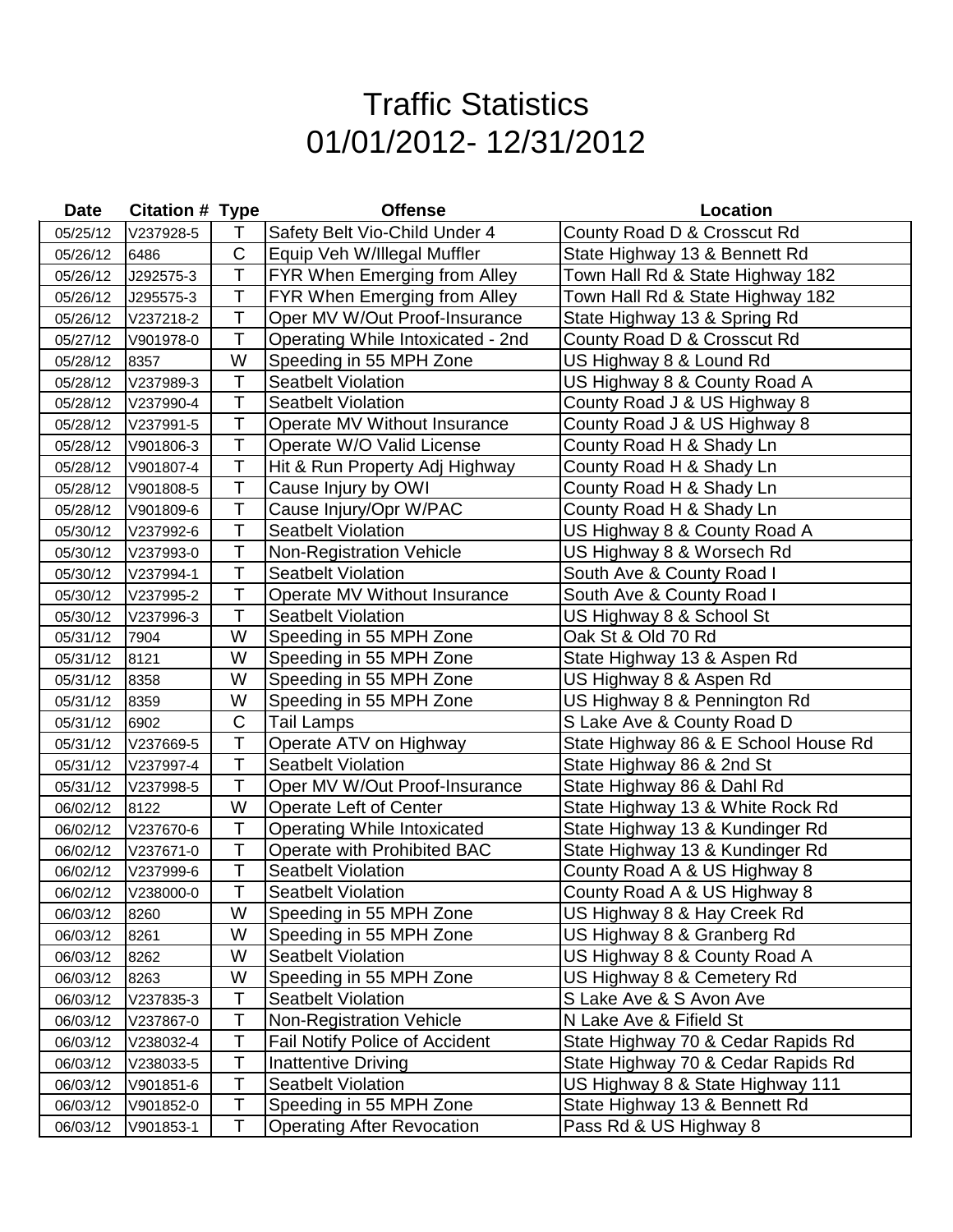# Traffic Statistics
# 01/01/2012- 12/31/2012

| Date | Citation # | Type | Offense | Location |
|---|---|---|---|---|
| 05/25/12 | V237928-5 | T | Safety Belt Vio-Child Under 4 | County Road D & Crosscut Rd |
| 05/26/12 | 6486 | C | Equip Veh W/Illegal Muffler | State Highway 13 & Bennett Rd |
| 05/26/12 | J292575-3 | T | FYR When Emerging from Alley | Town Hall Rd & State Highway 182 |
| 05/26/12 | J295575-3 | T | FYR When Emerging from Alley | Town Hall Rd & State Highway 182 |
| 05/26/12 | V237218-2 | T | Oper MV W/Out Proof-Insurance | State Highway 13 & Spring Rd |
| 05/27/12 | V901978-0 | T | Operating While Intoxicated - 2nd | County Road D & Crosscut Rd |
| 05/28/12 | 8357 | W | Speeding in 55 MPH Zone | US Highway 8 & Lound Rd |
| 05/28/12 | V237989-3 | T | Seatbelt Violation | US Highway 8 & County Road A |
| 05/28/12 | V237990-4 | T | Seatbelt Violation | County Road J & US Highway 8 |
| 05/28/12 | V237991-5 | T | Operate MV Without Insurance | County Road J & US Highway 8 |
| 05/28/12 | V901806-3 | T | Operate W/O Valid License | County Road H & Shady Ln |
| 05/28/12 | V901807-4 | T | Hit & Run Property Adj Highway | County Road H & Shady Ln |
| 05/28/12 | V901808-5 | T | Cause Injury by OWI | County Road H & Shady Ln |
| 05/28/12 | V901809-6 | T | Cause Injury/Opr W/PAC | County Road H & Shady Ln |
| 05/30/12 | V237992-6 | T | Seatbelt Violation | US Highway 8 & County Road A |
| 05/30/12 | V237993-0 | T | Non-Registration Vehicle | US Highway 8 & Worsech Rd |
| 05/30/12 | V237994-1 | T | Seatbelt Violation | South Ave & County Road I |
| 05/30/12 | V237995-2 | T | Operate MV Without Insurance | South Ave & County Road I |
| 05/30/12 | V237996-3 | T | Seatbelt Violation | US Highway 8 & School St |
| 05/31/12 | 7904 | W | Speeding in 55 MPH Zone | Oak St & Old 70 Rd |
| 05/31/12 | 8121 | W | Speeding in 55 MPH Zone | State Highway 13 & Aspen Rd |
| 05/31/12 | 8358 | W | Speeding in 55 MPH Zone | US Highway 8 & Aspen Rd |
| 05/31/12 | 8359 | W | Speeding in 55 MPH Zone | US Highway 8 & Pennington Rd |
| 05/31/12 | 6902 | C | Tail Lamps | S Lake Ave & County Road D |
| 05/31/12 | V237669-5 | T | Operate ATV on Highway | State Highway 86 & E School House Rd |
| 05/31/12 | V237997-4 | T | Seatbelt Violation | State Highway 86 & 2nd St |
| 05/31/12 | V237998-5 | T | Oper MV W/Out Proof-Insurance | State Highway 86 & Dahl Rd |
| 06/02/12 | 8122 | W | Operate Left of Center | State Highway 13 & White Rock Rd |
| 06/02/12 | V237670-6 | T | Operating While Intoxicated | State Highway 13 & Kundinger Rd |
| 06/02/12 | V237671-0 | T | Operate with Prohibited BAC | State Highway 13 & Kundinger Rd |
| 06/02/12 | V237999-6 | T | Seatbelt Violation | County Road A & US Highway 8 |
| 06/02/12 | V238000-0 | T | Seatbelt Violation | County Road A & US Highway 8 |
| 06/03/12 | 8260 | W | Speeding in 55 MPH Zone | US Highway 8 & Hay Creek Rd |
| 06/03/12 | 8261 | W | Speeding in 55 MPH Zone | US Highway 8 & Granberg Rd |
| 06/03/12 | 8262 | W | Seatbelt Violation | US Highway 8 & County Road A |
| 06/03/12 | 8263 | W | Speeding in 55 MPH Zone | US Highway 8 & Cemetery Rd |
| 06/03/12 | V237835-3 | T | Seatbelt Violation | S Lake Ave & S Avon Ave |
| 06/03/12 | V237867-0 | T | Non-Registration Vehicle | N Lake Ave & Fifield St |
| 06/03/12 | V238032-4 | T | Fail Notify Police of Accident | State Highway 70 & Cedar Rapids Rd |
| 06/03/12 | V238033-5 | T | Inattentive Driving | State Highway 70 & Cedar Rapids Rd |
| 06/03/12 | V901851-6 | T | Seatbelt Violation | US Highway 8 & State Highway 111 |
| 06/03/12 | V901852-0 | T | Speeding in 55 MPH Zone | State Highway 13 & Bennett Rd |
| 06/03/12 | V901853-1 | T | Operating After Revocation | Pass Rd & US Highway 8 |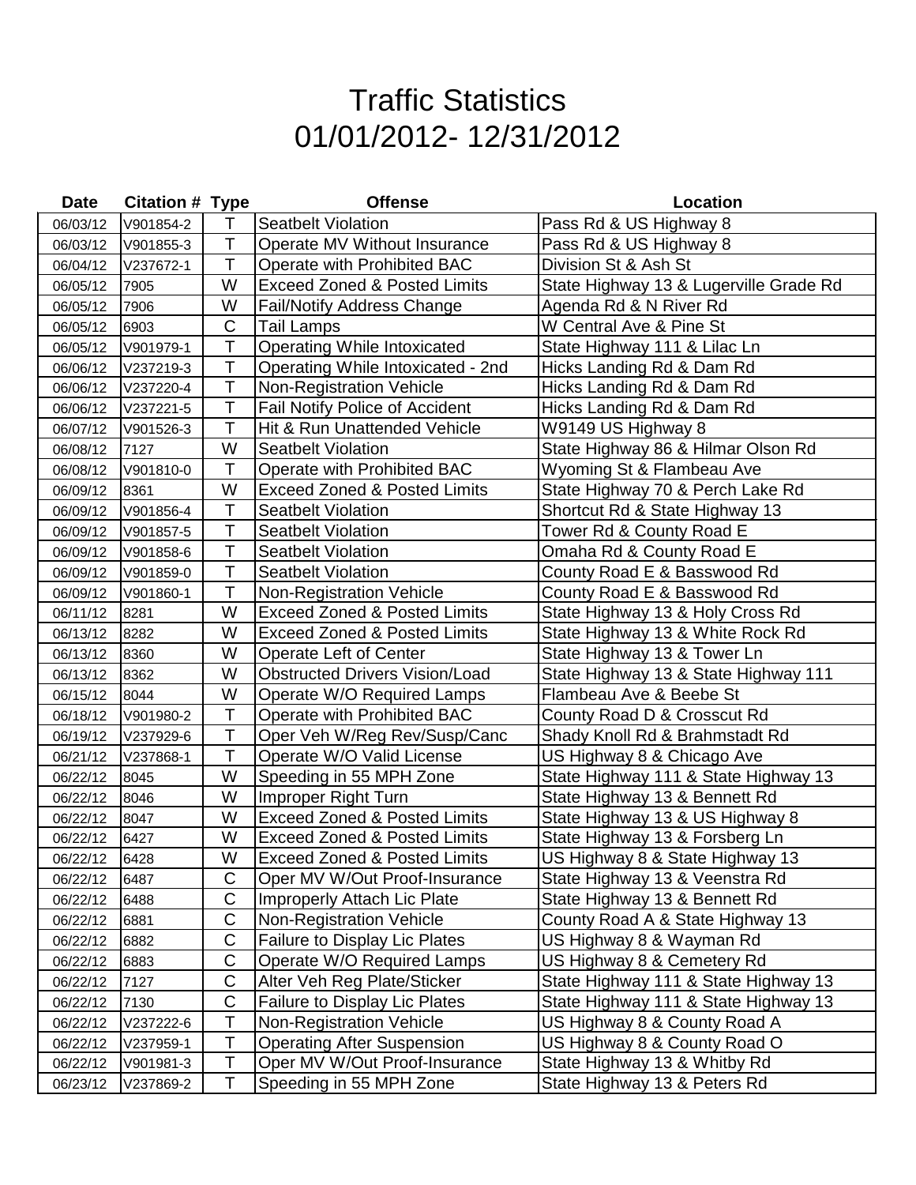# Traffic Statistics
# 01/01/2012- 12/31/2012

| Date | Citation # | Type | Offense | Location |
|---|---|---|---|---|
| 06/03/12 | V901854-2 | T | Seatbelt Violation | Pass Rd & US Highway 8 |
| 06/03/12 | V901855-3 | T | Operate MV Without Insurance | Pass Rd & US Highway 8 |
| 06/04/12 | V237672-1 | T | Operate with Prohibited BAC | Division St & Ash St |
| 06/05/12 | 7905 | W | Exceed Zoned & Posted Limits | State Highway 13 & Lugerville Grade Rd |
| 06/05/12 | 7906 | W | Fail/Notify Address Change | Agenda Rd & N River Rd |
| 06/05/12 | 6903 | C | Tail Lamps | W Central Ave & Pine St |
| 06/05/12 | V901979-1 | T | Operating While Intoxicated | State Highway 111 & Lilac Ln |
| 06/06/12 | V237219-3 | T | Operating While Intoxicated - 2nd | Hicks Landing Rd & Dam Rd |
| 06/06/12 | V237220-4 | T | Non-Registration Vehicle | Hicks Landing Rd & Dam Rd |
| 06/06/12 | V237221-5 | T | Fail Notify Police of Accident | Hicks Landing Rd & Dam Rd |
| 06/07/12 | V901526-3 | T | Hit & Run Unattended Vehicle | W9149 US Highway 8 |
| 06/08/12 | 7127 | W | Seatbelt Violation | State Highway 86 & Hilmar Olson Rd |
| 06/08/12 | V901810-0 | T | Operate with Prohibited BAC | Wyoming St & Flambeau Ave |
| 06/09/12 | 8361 | W | Exceed Zoned & Posted Limits | State Highway 70 & Perch Lake Rd |
| 06/09/12 | V901856-4 | T | Seatbelt Violation | Shortcut Rd & State Highway 13 |
| 06/09/12 | V901857-5 | T | Seatbelt Violation | Tower Rd & County Road E |
| 06/09/12 | V901858-6 | T | Seatbelt Violation | Omaha Rd & County Road E |
| 06/09/12 | V901859-0 | T | Seatbelt Violation | County Road E & Basswood Rd |
| 06/09/12 | V901860-1 | T | Non-Registration Vehicle | County Road E & Basswood Rd |
| 06/11/12 | 8281 | W | Exceed Zoned & Posted Limits | State Highway 13 & Holy Cross Rd |
| 06/13/12 | 8282 | W | Exceed Zoned & Posted Limits | State Highway 13 & White Rock Rd |
| 06/13/12 | 8360 | W | Operate Left of Center | State Highway 13 & Tower Ln |
| 06/13/12 | 8362 | W | Obstructed Drivers Vision/Load | State Highway 13 & State Highway 111 |
| 06/15/12 | 8044 | W | Operate W/O Required Lamps | Flambeau Ave & Beebe St |
| 06/18/12 | V901980-2 | T | Operate with Prohibited BAC | County Road D & Crosscut Rd |
| 06/19/12 | V237929-6 | T | Oper Veh W/Reg Rev/Susp/Canc | Shady Knoll Rd & Brahmstadt Rd |
| 06/21/12 | V237868-1 | T | Operate W/O Valid License | US Highway 8 & Chicago Ave |
| 06/22/12 | 8045 | W | Speeding in 55 MPH Zone | State Highway 111 & State Highway 13 |
| 06/22/12 | 8046 | W | Improper Right Turn | State Highway 13 & Bennett Rd |
| 06/22/12 | 8047 | W | Exceed Zoned & Posted Limits | State Highway 13 & US Highway 8 |
| 06/22/12 | 6427 | W | Exceed Zoned & Posted Limits | State Highway 13 & Forsberg Ln |
| 06/22/12 | 6428 | W | Exceed Zoned & Posted Limits | US Highway 8 & State Highway 13 |
| 06/22/12 | 6487 | C | Oper MV W/Out Proof-Insurance | State Highway 13 & Veenstra Rd |
| 06/22/12 | 6488 | C | Improperly Attach Lic Plate | State Highway 13 & Bennett Rd |
| 06/22/12 | 6881 | C | Non-Registration Vehicle | County Road A & State Highway 13 |
| 06/22/12 | 6882 | C | Failure to Display Lic Plates | US Highway 8 & Wayman Rd |
| 06/22/12 | 6883 | C | Operate W/O Required Lamps | US Highway 8 & Cemetery Rd |
| 06/22/12 | 7127 | C | Alter Veh Reg Plate/Sticker | State Highway 111 & State Highway 13 |
| 06/22/12 | 7130 | C | Failure to Display Lic Plates | State Highway 111 & State Highway 13 |
| 06/22/12 | V237222-6 | T | Non-Registration Vehicle | US Highway 8 & County Road A |
| 06/22/12 | V237959-1 | T | Operating After Suspension | US Highway 8 & County Road O |
| 06/22/12 | V901981-3 | T | Oper MV W/Out Proof-Insurance | State Highway 13 & Whitby Rd |
| 06/23/12 | V237869-2 | T | Speeding in 55 MPH Zone | State Highway 13 & Peters Rd |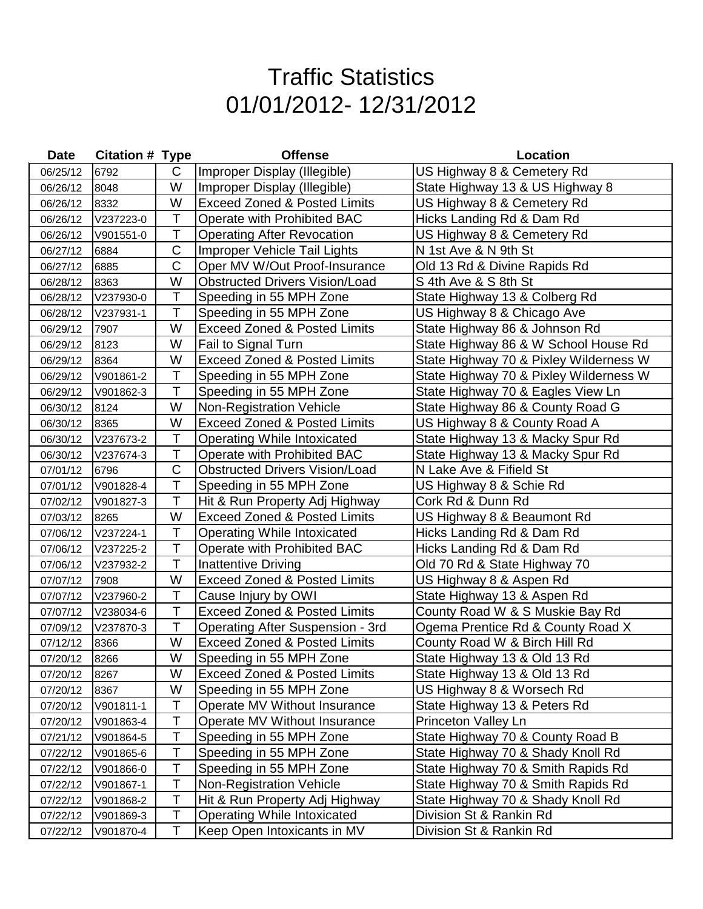# Traffic Statistics
# 01/01/2012- 12/31/2012

| Date | Citation # | Type | Offense | Location |
|---|---|---|---|---|
| 06/25/12 | 6792 | C | Improper Display (Illegible) | US Highway 8 & Cemetery Rd |
| 06/26/12 | 8048 | W | Improper Display (Illegible) | State Highway 13 & US Highway 8 |
| 06/26/12 | 8332 | W | Exceed Zoned & Posted Limits | US Highway 8 & Cemetery Rd |
| 06/26/12 | V237223-0 | T | Operate with Prohibited BAC | Hicks Landing Rd & Dam Rd |
| 06/26/12 | V901551-0 | T | Operating After Revocation | US Highway 8 & Cemetery Rd |
| 06/27/12 | 6884 | C | Improper Vehicle Tail Lights | N 1st Ave & N 9th St |
| 06/27/12 | 6885 | C | Oper MV W/Out Proof-Insurance | Old 13 Rd & Divine Rapids Rd |
| 06/28/12 | 8363 | W | Obstructed Drivers Vision/Load | S 4th Ave & S 8th St |
| 06/28/12 | V237930-0 | T | Speeding in 55 MPH Zone | State Highway 13 & Colberg Rd |
| 06/28/12 | V237931-1 | T | Speeding in 55 MPH Zone | US Highway 8 & Chicago Ave |
| 06/29/12 | 7907 | W | Exceed Zoned & Posted Limits | State Highway 86 & Johnson Rd |
| 06/29/12 | 8123 | W | Fail to Signal Turn | State Highway 86 & W School House Rd |
| 06/29/12 | 8364 | W | Exceed Zoned & Posted Limits | State Highway 70 & Pixley Wilderness W |
| 06/29/12 | V901861-2 | T | Speeding in 55 MPH Zone | State Highway 70 & Pixley Wilderness W |
| 06/29/12 | V901862-3 | T | Speeding in 55 MPH Zone | State Highway 70 & Eagles View Ln |
| 06/30/12 | 8124 | W | Non-Registration Vehicle | State Highway 86 & County Road G |
| 06/30/12 | 8365 | W | Exceed Zoned & Posted Limits | US Highway 8 & County Road A |
| 06/30/12 | V237673-2 | T | Operating While Intoxicated | State Highway 13 & Macky Spur Rd |
| 06/30/12 | V237674-3 | T | Operate with Prohibited BAC | State Highway 13 & Macky Spur Rd |
| 07/01/12 | 6796 | C | Obstructed Drivers Vision/Load | N Lake Ave & Fifield St |
| 07/01/12 | V901828-4 | T | Speeding in 55 MPH Zone | US Highway 8 & Schie Rd |
| 07/02/12 | V901827-3 | T | Hit & Run Property Adj Highway | Cork Rd & Dunn Rd |
| 07/03/12 | 8265 | W | Exceed Zoned & Posted Limits | US Highway 8 & Beaumont Rd |
| 07/06/12 | V237224-1 | T | Operating While Intoxicated | Hicks Landing Rd & Dam Rd |
| 07/06/12 | V237225-2 | T | Operate with Prohibited BAC | Hicks Landing Rd & Dam Rd |
| 07/06/12 | V237932-2 | T | Inattentive Driving | Old 70 Rd & State Highway 70 |
| 07/07/12 | 7908 | W | Exceed Zoned & Posted Limits | US Highway 8 & Aspen Rd |
| 07/07/12 | V237960-2 | T | Cause Injury by OWI | State Highway 13 & Aspen Rd |
| 07/07/12 | V238034-6 | T | Exceed Zoned & Posted Limits | County Road W & S Muskie Bay Rd |
| 07/09/12 | V237870-3 | T | Operating After Suspension - 3rd | Ogema Prentice Rd & County Road X |
| 07/12/12 | 8366 | W | Exceed Zoned & Posted Limits | County Road W & Birch Hill Rd |
| 07/20/12 | 8266 | W | Speeding in 55 MPH Zone | State Highway 13 & Old 13 Rd |
| 07/20/12 | 8267 | W | Exceed Zoned & Posted Limits | State Highway 13 & Old 13 Rd |
| 07/20/12 | 8367 | W | Speeding in 55 MPH Zone | US Highway 8 & Worsech Rd |
| 07/20/12 | V901811-1 | T | Operate MV Without Insurance | State Highway 13 & Peters Rd |
| 07/20/12 | V901863-4 | T | Operate MV Without Insurance | Princeton Valley Ln |
| 07/21/12 | V901864-5 | T | Speeding in 55 MPH Zone | State Highway 70 & County Road B |
| 07/22/12 | V901865-6 | T | Speeding in 55 MPH Zone | State Highway 70 & Shady Knoll Rd |
| 07/22/12 | V901866-0 | T | Speeding in 55 MPH Zone | State Highway 70 & Smith Rapids Rd |
| 07/22/12 | V901867-1 | T | Non-Registration Vehicle | State Highway 70 & Smith Rapids Rd |
| 07/22/12 | V901868-2 | T | Hit & Run Property Adj Highway | State Highway 70 & Shady Knoll Rd |
| 07/22/12 | V901869-3 | T | Operating While Intoxicated | Division St & Rankin Rd |
| 07/22/12 | V901870-4 | T | Keep Open Intoxicants in MV | Division St & Rankin Rd |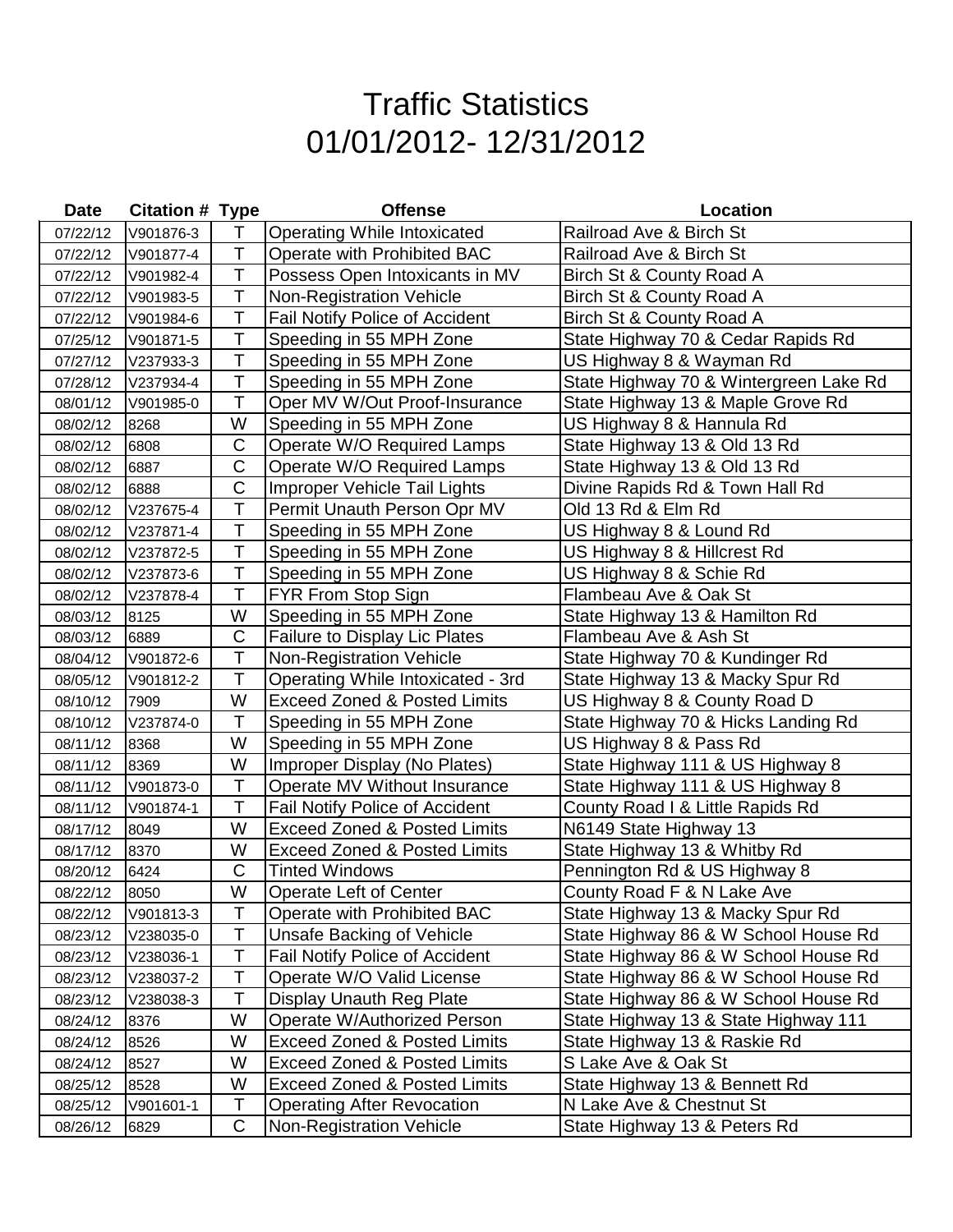# Traffic Statistics
# 01/01/2012- 12/31/2012

| Date | Citation # | Type | Offense | Location |
|---|---|---|---|---|
| 07/22/12 | V901876-3 | T | Operating While Intoxicated | Railroad Ave & Birch St |
| 07/22/12 | V901877-4 | T | Operate with Prohibited BAC | Railroad Ave & Birch St |
| 07/22/12 | V901982-4 | T | Possess Open Intoxicants in MV | Birch St & County Road A |
| 07/22/12 | V901983-5 | T | Non-Registration Vehicle | Birch St & County Road A |
| 07/22/12 | V901984-6 | T | Fail Notify Police of Accident | Birch St & County Road A |
| 07/25/12 | V901871-5 | T | Speeding in 55 MPH Zone | State Highway 70 & Cedar Rapids Rd |
| 07/27/12 | V237933-3 | T | Speeding in 55 MPH Zone | US Highway 8 & Wayman Rd |
| 07/28/12 | V237934-4 | T | Speeding in 55 MPH Zone | State Highway 70 & Wintergreen Lake Rd |
| 08/01/12 | V901985-0 | T | Oper MV W/Out Proof-Insurance | State Highway 13 & Maple Grove Rd |
| 08/02/12 | 8268 | W | Speeding in 55 MPH Zone | US Highway 8 & Hannula Rd |
| 08/02/12 | 6808 | C | Operate W/O Required Lamps | State Highway 13 & Old 13 Rd |
| 08/02/12 | 6887 | C | Operate W/O Required Lamps | State Highway 13 & Old 13 Rd |
| 08/02/12 | 6888 | C | Improper Vehicle Tail Lights | Divine Rapids Rd & Town Hall Rd |
| 08/02/12 | V237675-4 | T | Permit Unauth Person Opr MV | Old 13 Rd & Elm Rd |
| 08/02/12 | V237871-4 | T | Speeding in 55 MPH Zone | US Highway 8 & Lound Rd |
| 08/02/12 | V237872-5 | T | Speeding in 55 MPH Zone | US Highway 8 & Hillcrest Rd |
| 08/02/12 | V237873-6 | T | Speeding in 55 MPH Zone | US Highway 8 & Schie Rd |
| 08/02/12 | V237878-4 | T | FYR From Stop Sign | Flambeau Ave & Oak St |
| 08/03/12 | 8125 | W | Speeding in 55 MPH Zone | State Highway 13 & Hamilton Rd |
| 08/03/12 | 6889 | C | Failure to Display Lic Plates | Flambeau Ave & Ash St |
| 08/04/12 | V901872-6 | T | Non-Registration Vehicle | State Highway 70 & Kundinger Rd |
| 08/05/12 | V901812-2 | T | Operating While Intoxicated - 3rd | State Highway 13 & Macky Spur Rd |
| 08/10/12 | 7909 | W | Exceed Zoned & Posted Limits | US Highway 8 & County Road D |
| 08/10/12 | V237874-0 | T | Speeding in 55 MPH Zone | State Highway 70 & Hicks Landing Rd |
| 08/11/12 | 8368 | W | Speeding in 55 MPH Zone | US Highway 8 & Pass Rd |
| 08/11/12 | 8369 | W | Improper Display (No Plates) | State Highway 111 & US Highway 8 |
| 08/11/12 | V901873-0 | T | Operate MV Without Insurance | State Highway 111 & US Highway 8 |
| 08/11/12 | V901874-1 | T | Fail Notify Police of Accident | County Road I & Little Rapids Rd |
| 08/17/12 | 8049 | W | Exceed Zoned & Posted Limits | N6149 State Highway 13 |
| 08/17/12 | 8370 | W | Exceed Zoned & Posted Limits | State Highway 13 & Whitby Rd |
| 08/20/12 | 6424 | C | Tinted Windows | Pennington Rd & US Highway 8 |
| 08/22/12 | 8050 | W | Operate Left of Center | County Road F & N Lake Ave |
| 08/22/12 | V901813-3 | T | Operate with Prohibited BAC | State Highway 13 & Macky Spur Rd |
| 08/23/12 | V238035-0 | T | Unsafe Backing of Vehicle | State Highway 86 & W School House Rd |
| 08/23/12 | V238036-1 | T | Fail Notify Police of Accident | State Highway 86 & W School House Rd |
| 08/23/12 | V238037-2 | T | Operate W/O Valid License | State Highway 86 & W School House Rd |
| 08/23/12 | V238038-3 | T | Display Unauth Reg Plate | State Highway 86 & W School House Rd |
| 08/24/12 | 8376 | W | Operate W/Authorized Person | State Highway 13 & State Highway 111 |
| 08/24/12 | 8526 | W | Exceed Zoned & Posted Limits | State Highway 13 & Raskie Rd |
| 08/24/12 | 8527 | W | Exceed Zoned & Posted Limits | S Lake Ave & Oak St |
| 08/25/12 | 8528 | W | Exceed Zoned & Posted Limits | State Highway 13 & Bennett Rd |
| 08/25/12 | V901601-1 | T | Operating After Revocation | N Lake Ave & Chestnut St |
| 08/26/12 | 6829 | C | Non-Registration Vehicle | State Highway 13 & Peters Rd |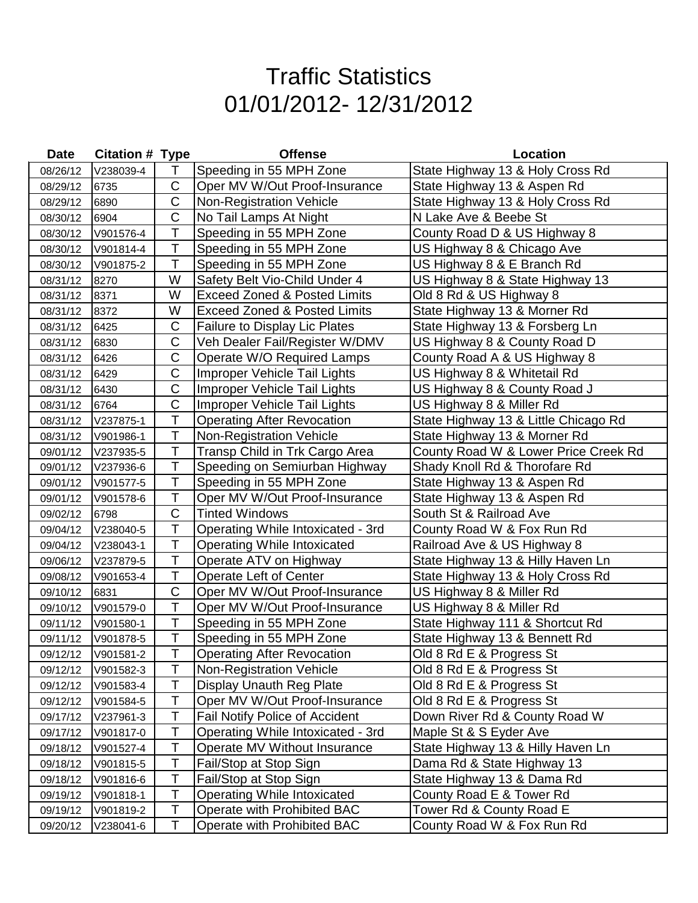# Traffic Statistics
# 01/01/2012- 12/31/2012

| Date | Citation # | Type | Offense | Location |
|---|---|---|---|---|
| 08/26/12 | V238039-4 | T | Speeding in 55 MPH Zone | State Highway 13 & Holy Cross Rd |
| 08/29/12 | 6735 | C | Oper MV W/Out Proof-Insurance | State Highway 13 & Aspen Rd |
| 08/29/12 | 6890 | C | Non-Registration Vehicle | State Highway 13 & Holy Cross Rd |
| 08/30/12 | 6904 | C | No Tail Lamps At Night | N Lake Ave & Beebe St |
| 08/30/12 | V901576-4 | T | Speeding in 55 MPH Zone | County Road D & US Highway 8 |
| 08/30/12 | V901814-4 | T | Speeding in 55 MPH Zone | US Highway 8 & Chicago Ave |
| 08/30/12 | V901875-2 | T | Speeding in 55 MPH Zone | US Highway 8 & E Branch Rd |
| 08/31/12 | 8270 | W | Safety Belt Vio-Child Under 4 | US Highway 8 & State Highway 13 |
| 08/31/12 | 8371 | W | Exceed Zoned & Posted Limits | Old 8 Rd & US Highway 8 |
| 08/31/12 | 8372 | W | Exceed Zoned & Posted Limits | State Highway 13 & Morner Rd |
| 08/31/12 | 6425 | C | Failure to Display Lic Plates | State Highway 13 & Forsberg Ln |
| 08/31/12 | 6830 | C | Veh Dealer Fail/Register W/DMV | US Highway 8 & County Road D |
| 08/31/12 | 6426 | C | Operate W/O Required Lamps | County Road A & US Highway 8 |
| 08/31/12 | 6429 | C | Improper Vehicle Tail Lights | US Highway 8 & Whitetail Rd |
| 08/31/12 | 6430 | C | Improper Vehicle Tail Lights | US Highway 8 & County Road J |
| 08/31/12 | 6764 | C | Improper Vehicle Tail Lights | US Highway 8 & Miller Rd |
| 08/31/12 | V237875-1 | T | Operating After Revocation | State Highway 13 & Little Chicago Rd |
| 08/31/12 | V901986-1 | T | Non-Registration Vehicle | State Highway 13 & Morner Rd |
| 09/01/12 | V237935-5 | T | Transp Child in Trk Cargo Area | County Road W & Lower Price Creek Rd |
| 09/01/12 | V237936-6 | T | Speeding on Semiurban Highway | Shady Knoll Rd & Thorofare Rd |
| 09/01/12 | V901577-5 | T | Speeding in 55 MPH Zone | State Highway 13 & Aspen Rd |
| 09/01/12 | V901578-6 | T | Oper MV W/Out Proof-Insurance | State Highway 13 & Aspen Rd |
| 09/02/12 | 6798 | C | Tinted Windows | South St & Railroad Ave |
| 09/04/12 | V238040-5 | T | Operating While Intoxicated - 3rd | County Road W & Fox Run Rd |
| 09/04/12 | V238043-1 | T | Operating While Intoxicated | Railroad Ave & US Highway 8 |
| 09/06/12 | V237879-5 | T | Operate ATV on Highway | State Highway 13 & Hilly Haven Ln |
| 09/08/12 | V901653-4 | T | Operate Left of Center | State Highway 13 & Holy Cross Rd |
| 09/10/12 | 6831 | C | Oper MV W/Out Proof-Insurance | US Highway 8 & Miller Rd |
| 09/10/12 | V901579-0 | T | Oper MV W/Out Proof-Insurance | US Highway 8 & Miller Rd |
| 09/11/12 | V901580-1 | T | Speeding in 55 MPH Zone | State Highway 111 & Shortcut Rd |
| 09/11/12 | V901878-5 | T | Speeding in 55 MPH Zone | State Highway 13 & Bennett Rd |
| 09/12/12 | V901581-2 | T | Operating After Revocation | Old 8 Rd E & Progress St |
| 09/12/12 | V901582-3 | T | Non-Registration Vehicle | Old 8 Rd E & Progress St |
| 09/12/12 | V901583-4 | T | Display Unauth Reg Plate | Old 8 Rd E & Progress St |
| 09/12/12 | V901584-5 | T | Oper MV W/Out Proof-Insurance | Old 8 Rd E & Progress St |
| 09/17/12 | V237961-3 | T | Fail Notify Police of Accident | Down River Rd & County Road W |
| 09/17/12 | V901817-0 | T | Operating While Intoxicated - 3rd | Maple St & S Eyder Ave |
| 09/18/12 | V901527-4 | T | Operate MV Without Insurance | State Highway 13 & Hilly Haven Ln |
| 09/18/12 | V901815-5 | T | Fail/Stop at Stop Sign | Dama Rd & State Highway 13 |
| 09/18/12 | V901816-6 | T | Fail/Stop at Stop Sign | State Highway 13 & Dama Rd |
| 09/19/12 | V901818-1 | T | Operating While Intoxicated | County Road E & Tower Rd |
| 09/19/12 | V901819-2 | T | Operate with Prohibited BAC | Tower Rd & County Road E |
| 09/20/12 | V238041-6 | T | Operate with Prohibited BAC | County Road W & Fox Run Rd |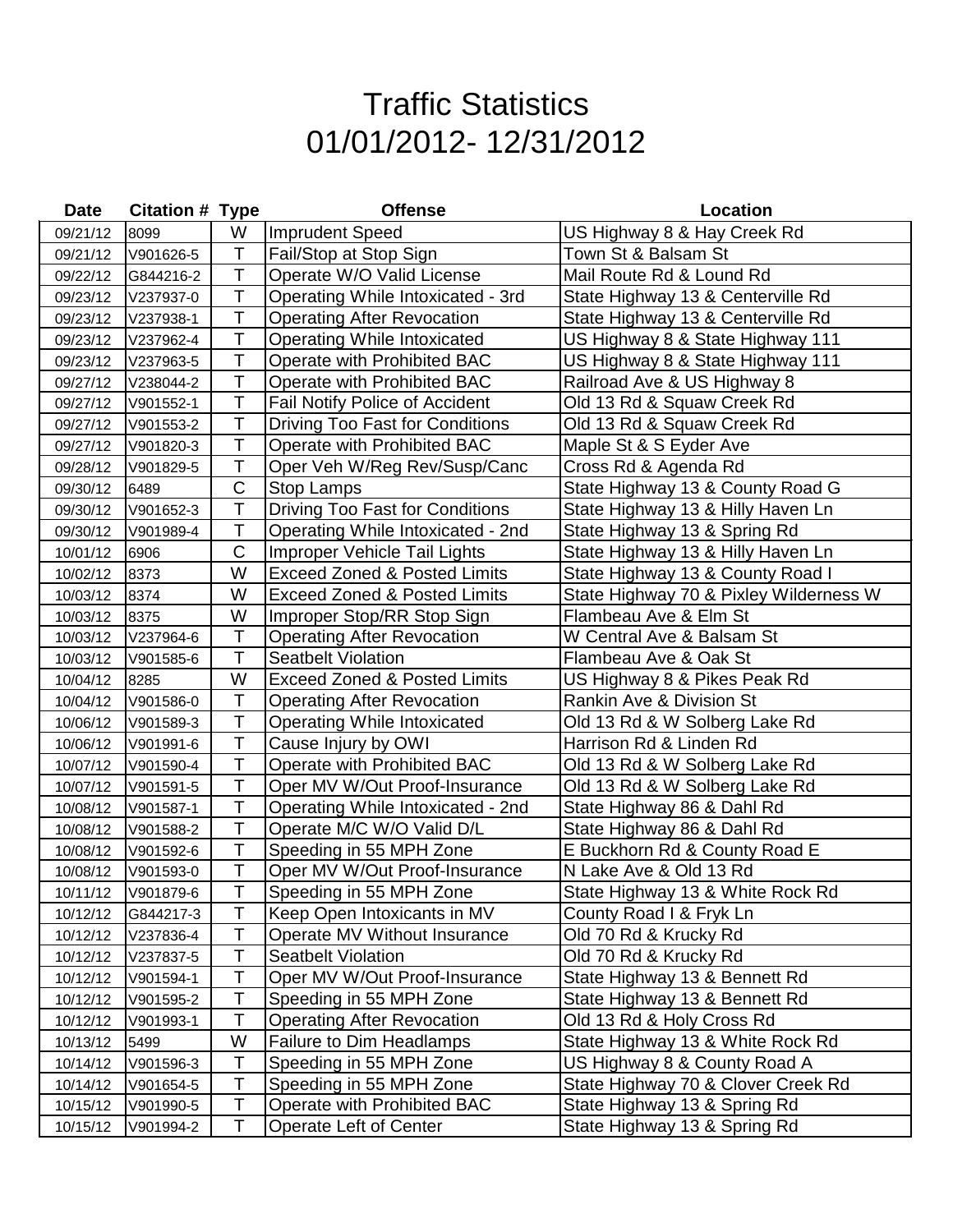# Traffic Statistics
# 01/01/2012- 12/31/2012

| Date | Citation # | Type | Offense | Location |
|---|---|---|---|---|
| 09/21/12 | 8099 | W | Imprudent Speed | US Highway 8 & Hay Creek Rd |
| 09/21/12 | V901626-5 | T | Fail/Stop at Stop Sign | Town St & Balsam St |
| 09/22/12 | G844216-2 | T | Operate W/O Valid License | Mail Route Rd & Lound Rd |
| 09/23/12 | V237937-0 | T | Operating While Intoxicated - 3rd | State Highway 13 & Centerville Rd |
| 09/23/12 | V237938-1 | T | Operating After Revocation | State Highway 13 & Centerville Rd |
| 09/23/12 | V237962-4 | T | Operating While Intoxicated | US Highway 8 & State Highway 111 |
| 09/23/12 | V237963-5 | T | Operate with Prohibited BAC | US Highway 8 & State Highway 111 |
| 09/27/12 | V238044-2 | T | Operate with Prohibited BAC | Railroad Ave & US Highway 8 |
| 09/27/12 | V901552-1 | T | Fail Notify Police of Accident | Old 13 Rd & Squaw Creek Rd |
| 09/27/12 | V901553-2 | T | Driving Too Fast for Conditions | Old 13 Rd & Squaw Creek Rd |
| 09/27/12 | V901820-3 | T | Operate with Prohibited BAC | Maple St & S Eyder Ave |
| 09/28/12 | V901829-5 | T | Oper Veh W/Reg Rev/Susp/Canc | Cross Rd & Agenda Rd |
| 09/30/12 | 6489 | C | Stop Lamps | State Highway 13 & County Road G |
| 09/30/12 | V901652-3 | T | Driving Too Fast for Conditions | State Highway 13 & Hilly Haven Ln |
| 09/30/12 | V901989-4 | T | Operating While Intoxicated - 2nd | State Highway 13 & Spring Rd |
| 10/01/12 | 6906 | C | Improper Vehicle Tail Lights | State Highway 13 & Hilly Haven Ln |
| 10/02/12 | 8373 | W | Exceed Zoned & Posted Limits | State Highway 13 & County Road I |
| 10/03/12 | 8374 | W | Exceed Zoned & Posted Limits | State Highway 70 & Pixley Wilderness W |
| 10/03/12 | 8375 | W | Improper Stop/RR Stop Sign | Flambeau Ave & Elm St |
| 10/03/12 | V237964-6 | T | Operating After Revocation | W Central Ave & Balsam St |
| 10/03/12 | V901585-6 | T | Seatbelt Violation | Flambeau Ave & Oak St |
| 10/04/12 | 8285 | W | Exceed Zoned & Posted Limits | US Highway 8 & Pikes Peak Rd |
| 10/04/12 | V901586-0 | T | Operating After Revocation | Rankin Ave & Division St |
| 10/06/12 | V901589-3 | T | Operating While Intoxicated | Old 13 Rd & W Solberg Lake Rd |
| 10/06/12 | V901991-6 | T | Cause Injury by OWI | Harrison Rd & Linden Rd |
| 10/07/12 | V901590-4 | T | Operate with Prohibited BAC | Old 13 Rd & W Solberg Lake Rd |
| 10/07/12 | V901591-5 | T | Oper MV W/Out Proof-Insurance | Old 13 Rd & W Solberg Lake Rd |
| 10/08/12 | V901587-1 | T | Operating While Intoxicated - 2nd | State Highway 86 & Dahl Rd |
| 10/08/12 | V901588-2 | T | Operate M/C W/O Valid D/L | State Highway 86 & Dahl Rd |
| 10/08/12 | V901592-6 | T | Speeding in 55 MPH Zone | E Buckhorn Rd & County Road E |
| 10/08/12 | V901593-0 | T | Oper MV W/Out Proof-Insurance | N Lake Ave & Old 13 Rd |
| 10/11/12 | V901879-6 | T | Speeding in 55 MPH Zone | State Highway 13 & White Rock Rd |
| 10/12/12 | G844217-3 | T | Keep Open Intoxicants in MV | County Road I & Fryk Ln |
| 10/12/12 | V237836-4 | T | Operate MV Without Insurance | Old 70 Rd & Krucky Rd |
| 10/12/12 | V237837-5 | T | Seatbelt Violation | Old 70 Rd & Krucky Rd |
| 10/12/12 | V901594-1 | T | Oper MV W/Out Proof-Insurance | State Highway 13 & Bennett Rd |
| 10/12/12 | V901595-2 | T | Speeding in 55 MPH Zone | State Highway 13 & Bennett Rd |
| 10/12/12 | V901993-1 | T | Operating After Revocation | Old 13 Rd & Holy Cross Rd |
| 10/13/12 | 5499 | W | Failure to Dim Headlamps | State Highway 13 & White Rock Rd |
| 10/14/12 | V901596-3 | T | Speeding in 55 MPH Zone | US Highway 8 & County Road A |
| 10/14/12 | V901654-5 | T | Speeding in 55 MPH Zone | State Highway 70 & Clover Creek Rd |
| 10/15/12 | V901990-5 | T | Operate with Prohibited BAC | State Highway 13 & Spring Rd |
| 10/15/12 | V901994-2 | T | Operate Left of Center | State Highway 13 & Spring Rd |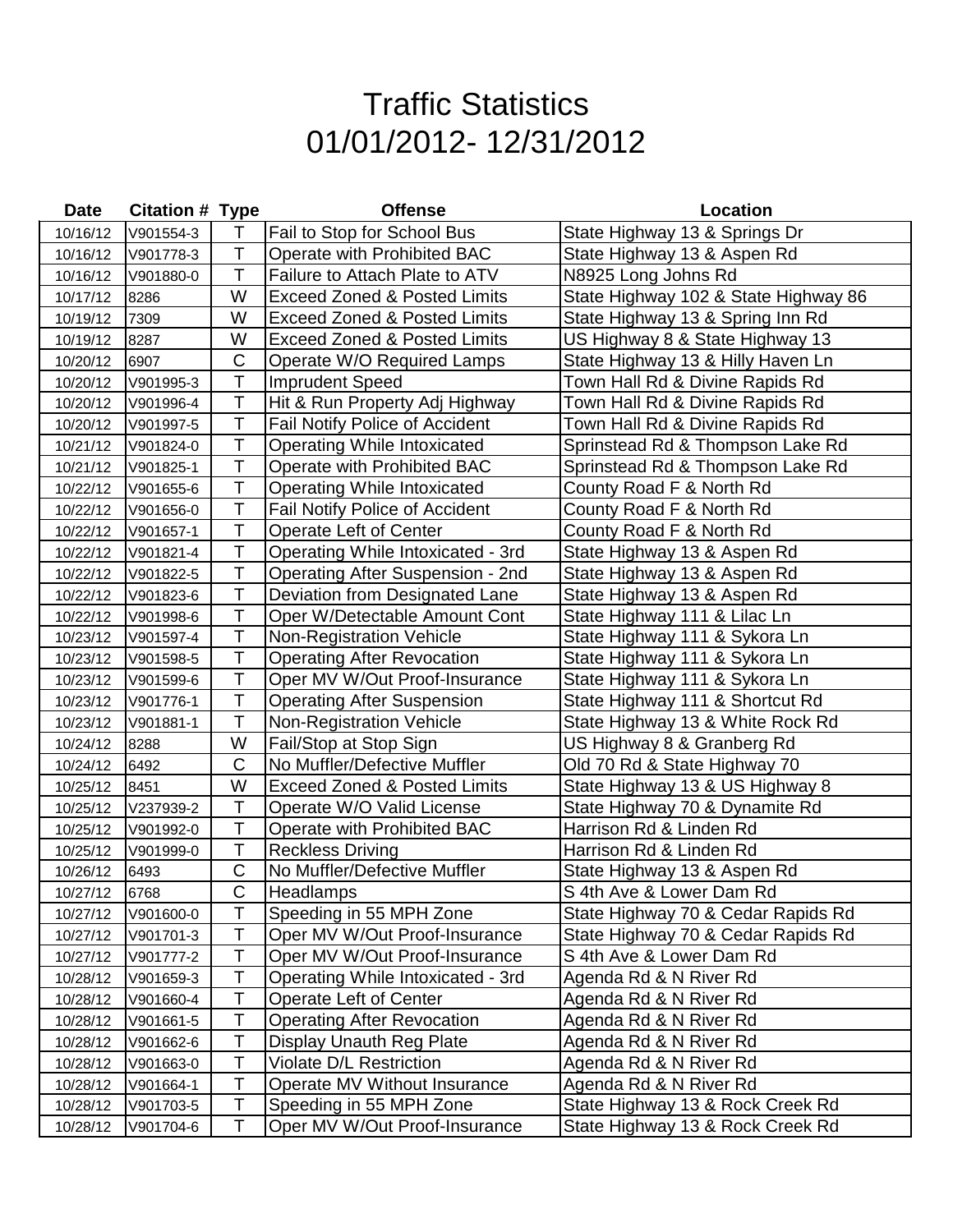# Traffic Statistics
# 01/01/2012- 12/31/2012

| Date | Citation # | Type | Offense | Location |
|---|---|---|---|---|
| 10/16/12 | V901554-3 | T | Fail to Stop for School Bus | State Highway 13 & Springs Dr |
| 10/16/12 | V901778-3 | T | Operate with Prohibited BAC | State Highway 13 & Aspen Rd |
| 10/16/12 | V901880-0 | T | Failure to Attach Plate to ATV | N8925 Long Johns Rd |
| 10/17/12 | 8286 | W | Exceed Zoned & Posted Limits | State Highway 102 & State Highway 86 |
| 10/19/12 | 7309 | W | Exceed Zoned & Posted Limits | State Highway 13 & Spring Inn Rd |
| 10/19/12 | 8287 | W | Exceed Zoned & Posted Limits | US Highway 8 & State Highway 13 |
| 10/20/12 | 6907 | C | Operate W/O Required Lamps | State Highway 13 & Hilly Haven Ln |
| 10/20/12 | V901995-3 | T | Imprudent Speed | Town Hall Rd & Divine Rapids Rd |
| 10/20/12 | V901996-4 | T | Hit & Run Property Adj Highway | Town Hall Rd & Divine Rapids Rd |
| 10/20/12 | V901997-5 | T | Fail Notify Police of Accident | Town Hall Rd & Divine Rapids Rd |
| 10/21/12 | V901824-0 | T | Operating While Intoxicated | Sprinstead Rd & Thompson Lake Rd |
| 10/21/12 | V901825-1 | T | Operate with Prohibited BAC | Sprinstead Rd & Thompson Lake Rd |
| 10/22/12 | V901655-6 | T | Operating While Intoxicated | County Road F & North Rd |
| 10/22/12 | V901656-0 | T | Fail Notify Police of Accident | County Road F & North Rd |
| 10/22/12 | V901657-1 | T | Operate Left of Center | County Road F & North Rd |
| 10/22/12 | V901821-4 | T | Operating While Intoxicated - 3rd | State Highway 13 & Aspen Rd |
| 10/22/12 | V901822-5 | T | Operating After Suspension - 2nd | State Highway 13 & Aspen Rd |
| 10/22/12 | V901823-6 | T | Deviation from Designated Lane | State Highway 13 & Aspen Rd |
| 10/22/12 | V901998-6 | T | Oper W/Detectable Amount Cont | State Highway 111 & Lilac Ln |
| 10/23/12 | V901597-4 | T | Non-Registration Vehicle | State Highway 111 & Sykora Ln |
| 10/23/12 | V901598-5 | T | Operating After Revocation | State Highway 111 & Sykora Ln |
| 10/23/12 | V901599-6 | T | Oper MV W/Out Proof-Insurance | State Highway 111 & Sykora Ln |
| 10/23/12 | V901776-1 | T | Operating After Suspension | State Highway 111 & Shortcut Rd |
| 10/23/12 | V901881-1 | T | Non-Registration Vehicle | State Highway 13 & White Rock Rd |
| 10/24/12 | 8288 | W | Fail/Stop at Stop Sign | US Highway 8 & Granberg Rd |
| 10/24/12 | 6492 | C | No Muffler/Defective Muffler | Old 70 Rd & State Highway 70 |
| 10/25/12 | 8451 | W | Exceed Zoned & Posted Limits | State Highway 13 & US Highway 8 |
| 10/25/12 | V237939-2 | T | Operate W/O Valid License | State Highway 70 & Dynamite Rd |
| 10/25/12 | V901992-0 | T | Operate with Prohibited BAC | Harrison Rd & Linden Rd |
| 10/25/12 | V901999-0 | T | Reckless Driving | Harrison Rd & Linden Rd |
| 10/26/12 | 6493 | C | No Muffler/Defective Muffler | State Highway 13 & Aspen Rd |
| 10/27/12 | 6768 | C | Headlamps | S 4th Ave & Lower Dam Rd |
| 10/27/12 | V901600-0 | T | Speeding in 55 MPH Zone | State Highway 70 & Cedar Rapids Rd |
| 10/27/12 | V901701-3 | T | Oper MV W/Out Proof-Insurance | State Highway 70 & Cedar Rapids Rd |
| 10/27/12 | V901777-2 | T | Oper MV W/Out Proof-Insurance | S 4th Ave & Lower Dam Rd |
| 10/28/12 | V901659-3 | T | Operating While Intoxicated - 3rd | Agenda Rd & N River Rd |
| 10/28/12 | V901660-4 | T | Operate Left of Center | Agenda Rd & N River Rd |
| 10/28/12 | V901661-5 | T | Operating After Revocation | Agenda Rd & N River Rd |
| 10/28/12 | V901662-6 | T | Display Unauth Reg Plate | Agenda Rd & N River Rd |
| 10/28/12 | V901663-0 | T | Violate D/L Restriction | Agenda Rd & N River Rd |
| 10/28/12 | V901664-1 | T | Operate MV Without Insurance | Agenda Rd & N River Rd |
| 10/28/12 | V901703-5 | T | Speeding in 55 MPH Zone | State Highway 13 & Rock Creek Rd |
| 10/28/12 | V901704-6 | T | Oper MV W/Out Proof-Insurance | State Highway 13 & Rock Creek Rd |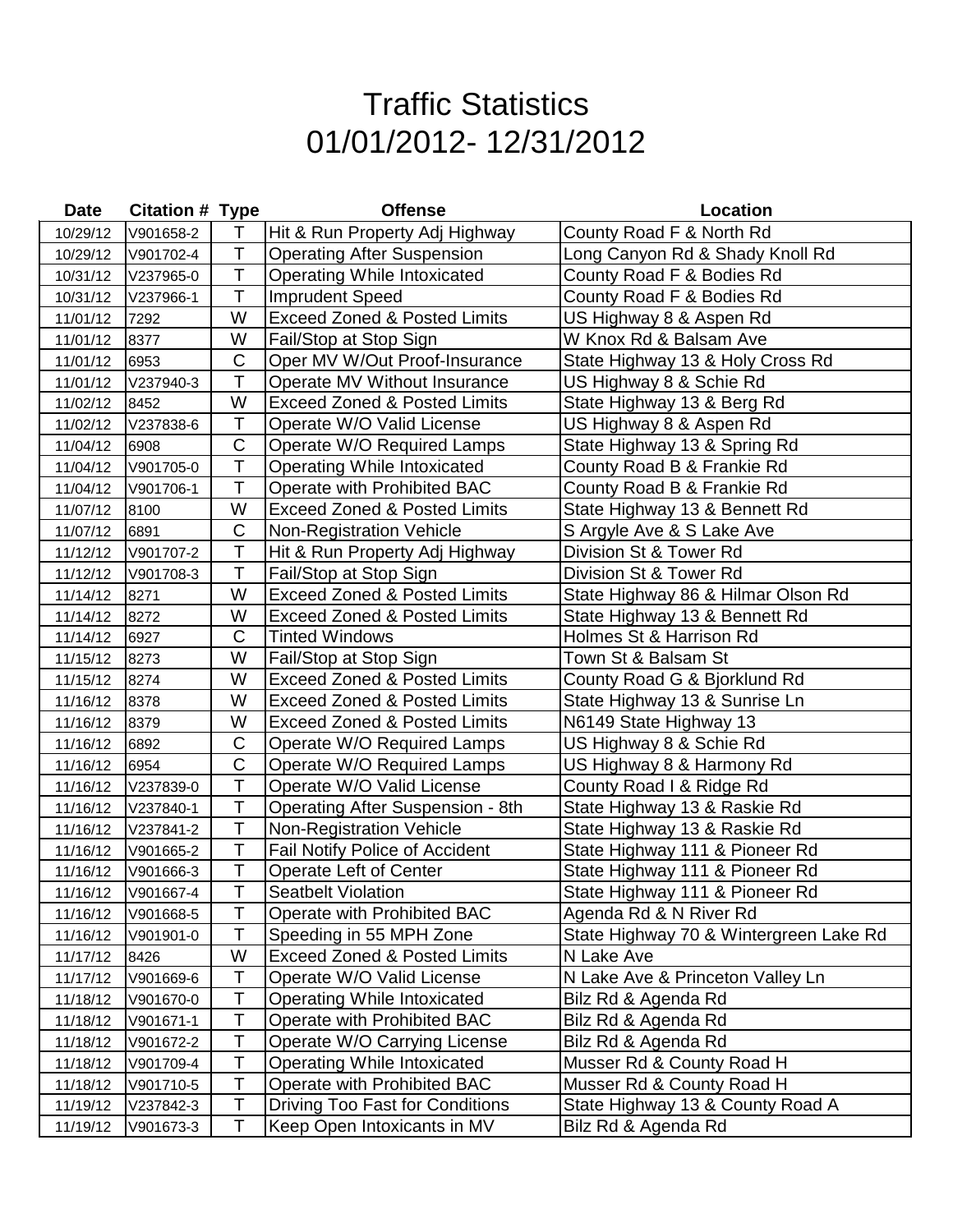# Traffic Statistics
# 01/01/2012- 12/31/2012

| Date | Citation # | Type | Offense | Location |
|---|---|---|---|---|
| 10/29/12 | V901658-2 | T | Hit & Run Property Adj Highway | County Road F & North Rd |
| 10/29/12 | V901702-4 | T | Operating After Suspension | Long Canyon Rd & Shady Knoll Rd |
| 10/31/12 | V237965-0 | T | Operating While Intoxicated | County Road F & Bodies Rd |
| 10/31/12 | V237966-1 | T | Imprudent Speed | County Road F & Bodies Rd |
| 11/01/12 | 7292 | W | Exceed Zoned & Posted Limits | US Highway 8 & Aspen Rd |
| 11/01/12 | 8377 | W | Fail/Stop at Stop Sign | W Knox Rd & Balsam Ave |
| 11/01/12 | 6953 | C | Oper MV W/Out Proof-Insurance | State Highway 13 & Holy Cross Rd |
| 11/01/12 | V237940-3 | T | Operate MV Without Insurance | US Highway 8 & Schie Rd |
| 11/02/12 | 8452 | W | Exceed Zoned & Posted Limits | State Highway 13 & Berg Rd |
| 11/02/12 | V237838-6 | T | Operate W/O Valid License | US Highway 8 & Aspen Rd |
| 11/04/12 | 6908 | C | Operate W/O Required Lamps | State Highway 13 & Spring Rd |
| 11/04/12 | V901705-0 | T | Operating While Intoxicated | County Road B & Frankie Rd |
| 11/04/12 | V901706-1 | T | Operate with Prohibited BAC | County Road B & Frankie Rd |
| 11/07/12 | 8100 | W | Exceed Zoned & Posted Limits | State Highway 13 & Bennett Rd |
| 11/07/12 | 6891 | C | Non-Registration Vehicle | S Argyle Ave & S Lake Ave |
| 11/12/12 | V901707-2 | T | Hit & Run Property Adj Highway | Division St & Tower Rd |
| 11/12/12 | V901708-3 | T | Fail/Stop at Stop Sign | Division St & Tower Rd |
| 11/14/12 | 8271 | W | Exceed Zoned & Posted Limits | State Highway 86 & Hilmar Olson Rd |
| 11/14/12 | 8272 | W | Exceed Zoned & Posted Limits | State Highway 13 & Bennett Rd |
| 11/14/12 | 6927 | C | Tinted Windows | Holmes St & Harrison Rd |
| 11/15/12 | 8273 | W | Fail/Stop at Stop Sign | Town St & Balsam St |
| 11/15/12 | 8274 | W | Exceed Zoned & Posted Limits | County Road G & Bjorklund Rd |
| 11/16/12 | 8378 | W | Exceed Zoned & Posted Limits | State Highway 13 & Sunrise Ln |
| 11/16/12 | 8379 | W | Exceed Zoned & Posted Limits | N6149 State Highway 13 |
| 11/16/12 | 6892 | C | Operate W/O Required Lamps | US Highway 8 & Schie Rd |
| 11/16/12 | 6954 | C | Operate W/O Required Lamps | US Highway 8 & Harmony Rd |
| 11/16/12 | V237839-0 | T | Operate W/O Valid License | County Road I & Ridge Rd |
| 11/16/12 | V237840-1 | T | Operating After Suspension - 8th | State Highway 13 & Raskie Rd |
| 11/16/12 | V237841-2 | T | Non-Registration Vehicle | State Highway 13 & Raskie Rd |
| 11/16/12 | V901665-2 | T | Fail Notify Police of Accident | State Highway 111 & Pioneer Rd |
| 11/16/12 | V901666-3 | T | Operate Left of Center | State Highway 111 & Pioneer Rd |
| 11/16/12 | V901667-4 | T | Seatbelt Violation | State Highway 111 & Pioneer Rd |
| 11/16/12 | V901668-5 | T | Operate with Prohibited BAC | Agenda Rd & N River Rd |
| 11/16/12 | V901901-0 | T | Speeding in 55 MPH Zone | State Highway 70 & Wintergreen Lake Rd |
| 11/17/12 | 8426 | W | Exceed Zoned & Posted Limits | N Lake Ave |
| 11/17/12 | V901669-6 | T | Operate W/O Valid License | N Lake Ave & Princeton Valley Ln |
| 11/18/12 | V901670-0 | T | Operating While Intoxicated | Bilz Rd & Agenda Rd |
| 11/18/12 | V901671-1 | T | Operate with Prohibited BAC | Bilz Rd & Agenda Rd |
| 11/18/12 | V901672-2 | T | Operate W/O Carrying License | Bilz Rd & Agenda Rd |
| 11/18/12 | V901709-4 | T | Operating While Intoxicated | Musser Rd & County Road H |
| 11/18/12 | V901710-5 | T | Operate with Prohibited BAC | Musser Rd & County Road H |
| 11/19/12 | V237842-3 | T | Driving Too Fast for Conditions | State Highway 13 & County Road A |
| 11/19/12 | V901673-3 | T | Keep Open Intoxicants in MV | Bilz Rd & Agenda Rd |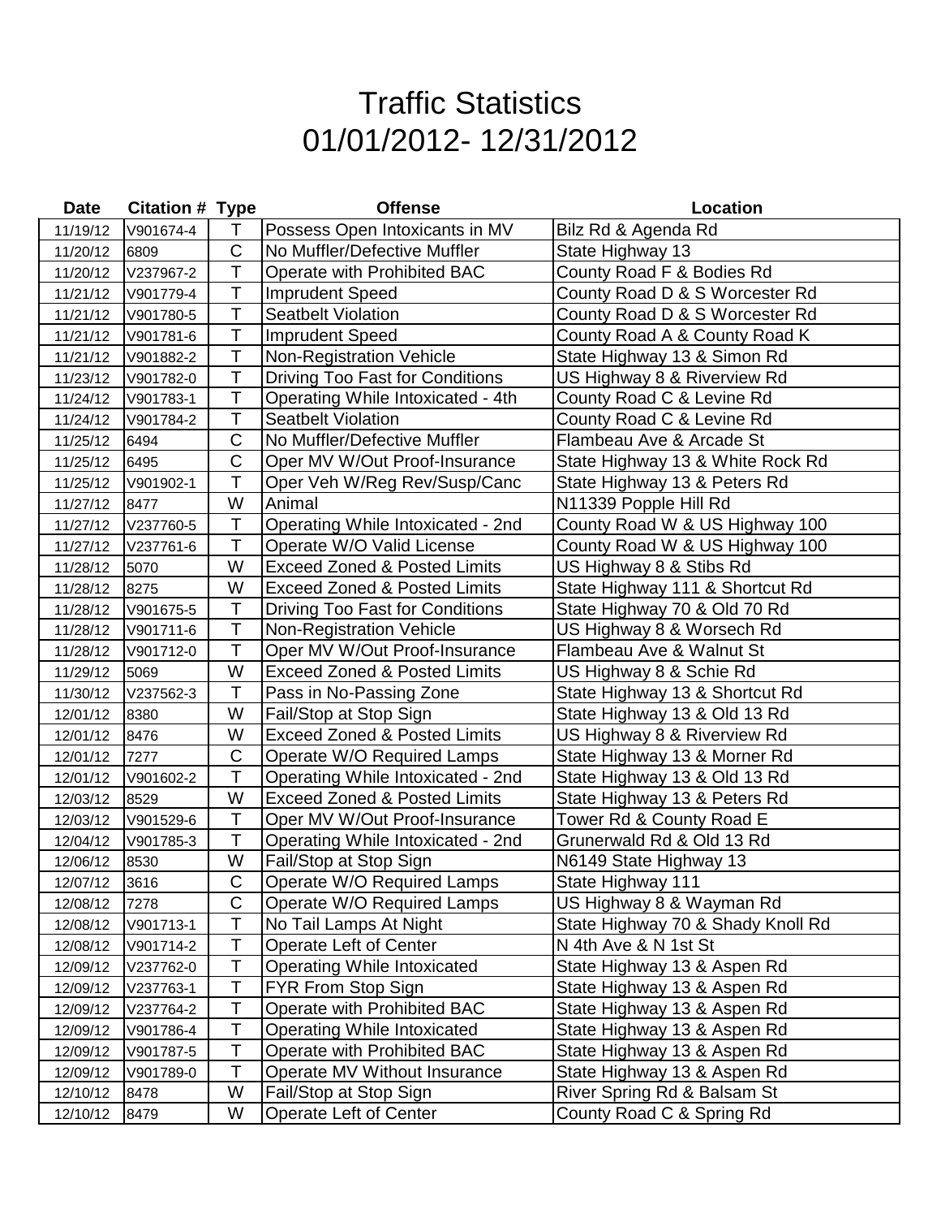# Traffic Statistics
# 01/01/2012- 12/31/2012

| Date | Citation # | Type | Offense | Location |
|---|---|---|---|---|
| 11/19/12 | V901674-4 | T | Possess Open Intoxicants in MV | Bilz Rd & Agenda Rd |
| 11/20/12 | 6809 | C | No Muffler/Defective Muffler | State Highway 13 |
| 11/20/12 | V237967-2 | T | Operate with Prohibited BAC | County Road F & Bodies Rd |
| 11/21/12 | V901779-4 | T | Imprudent Speed | County Road D & S Worcester Rd |
| 11/21/12 | V901780-5 | T | Seatbelt Violation | County Road D & S Worcester Rd |
| 11/21/12 | V901781-6 | T | Imprudent Speed | County Road A & County Road K |
| 11/21/12 | V901882-2 | T | Non-Registration Vehicle | State Highway 13 & Simon Rd |
| 11/23/12 | V901782-0 | T | Driving Too Fast for Conditions | US Highway 8 & Riverview Rd |
| 11/24/12 | V901783-1 | T | Operating While Intoxicated - 4th | County Road C & Levine Rd |
| 11/24/12 | V901784-2 | T | Seatbelt Violation | County Road C & Levine Rd |
| 11/25/12 | 6494 | C | No Muffler/Defective Muffler | Flambeau Ave & Arcade St |
| 11/25/12 | 6495 | C | Oper MV W/Out Proof-Insurance | State Highway 13 & White Rock Rd |
| 11/25/12 | V901902-1 | T | Oper Veh W/Reg Rev/Susp/Canc | State Highway 13 & Peters Rd |
| 11/27/12 | 8477 | W | Animal | N11339 Popple Hill Rd |
| 11/27/12 | V237760-5 | T | Operating While Intoxicated - 2nd | County Road W & US Highway 100 |
| 11/27/12 | V237761-6 | T | Operate W/O Valid License | County Road W & US Highway 100 |
| 11/28/12 | 5070 | W | Exceed Zoned & Posted Limits | US Highway 8 & Stibs Rd |
| 11/28/12 | 8275 | W | Exceed Zoned & Posted Limits | State Highway 111 & Shortcut Rd |
| 11/28/12 | V901675-5 | T | Driving Too Fast for Conditions | State Highway 70 & Old 70 Rd |
| 11/28/12 | V901711-6 | T | Non-Registration Vehicle | US Highway 8 & Worsech Rd |
| 11/28/12 | V901712-0 | T | Oper MV W/Out Proof-Insurance | Flambeau Ave & Walnut St |
| 11/29/12 | 5069 | W | Exceed Zoned & Posted Limits | US Highway 8 & Schie Rd |
| 11/30/12 | V237562-3 | T | Pass in No-Passing Zone | State Highway 13 & Shortcut Rd |
| 12/01/12 | 8380 | W | Fail/Stop at Stop Sign | State Highway 13 & Old 13 Rd |
| 12/01/12 | 8476 | W | Exceed Zoned & Posted Limits | US Highway 8 & Riverview Rd |
| 12/01/12 | 7277 | C | Operate W/O Required Lamps | State Highway 13 & Morner Rd |
| 12/01/12 | V901602-2 | T | Operating While Intoxicated - 2nd | State Highway 13 & Old 13 Rd |
| 12/03/12 | 8529 | W | Exceed Zoned & Posted Limits | State Highway 13 & Peters Rd |
| 12/03/12 | V901529-6 | T | Oper MV W/Out Proof-Insurance | Tower Rd & County Road E |
| 12/04/12 | V901785-3 | T | Operating While Intoxicated - 2nd | Grunerwald Rd & Old 13 Rd |
| 12/06/12 | 8530 | W | Fail/Stop at Stop Sign | N6149 State Highway 13 |
| 12/07/12 | 3616 | C | Operate W/O Required Lamps | State Highway 111 |
| 12/08/12 | 7278 | C | Operate W/O Required Lamps | US Highway 8 & Wayman Rd |
| 12/08/12 | V901713-1 | T | No Tail Lamps At Night | State Highway 70 & Shady Knoll Rd |
| 12/08/12 | V901714-2 | T | Operate Left of Center | N 4th Ave & N 1st St |
| 12/09/12 | V237762-0 | T | Operating While Intoxicated | State Highway 13 & Aspen Rd |
| 12/09/12 | V237763-1 | T | FYR From Stop Sign | State Highway 13 & Aspen Rd |
| 12/09/12 | V237764-2 | T | Operate with Prohibited BAC | State Highway 13 & Aspen Rd |
| 12/09/12 | V901786-4 | T | Operating While Intoxicated | State Highway 13 & Aspen Rd |
| 12/09/12 | V901787-5 | T | Operate with Prohibited BAC | State Highway 13 & Aspen Rd |
| 12/09/12 | V901789-0 | T | Operate MV Without Insurance | State Highway 13 & Aspen Rd |
| 12/10/12 | 8478 | W | Fail/Stop at Stop Sign | River Spring Rd & Balsam St |
| 12/10/12 | 8479 | W | Operate Left of Center | County Road C & Spring Rd |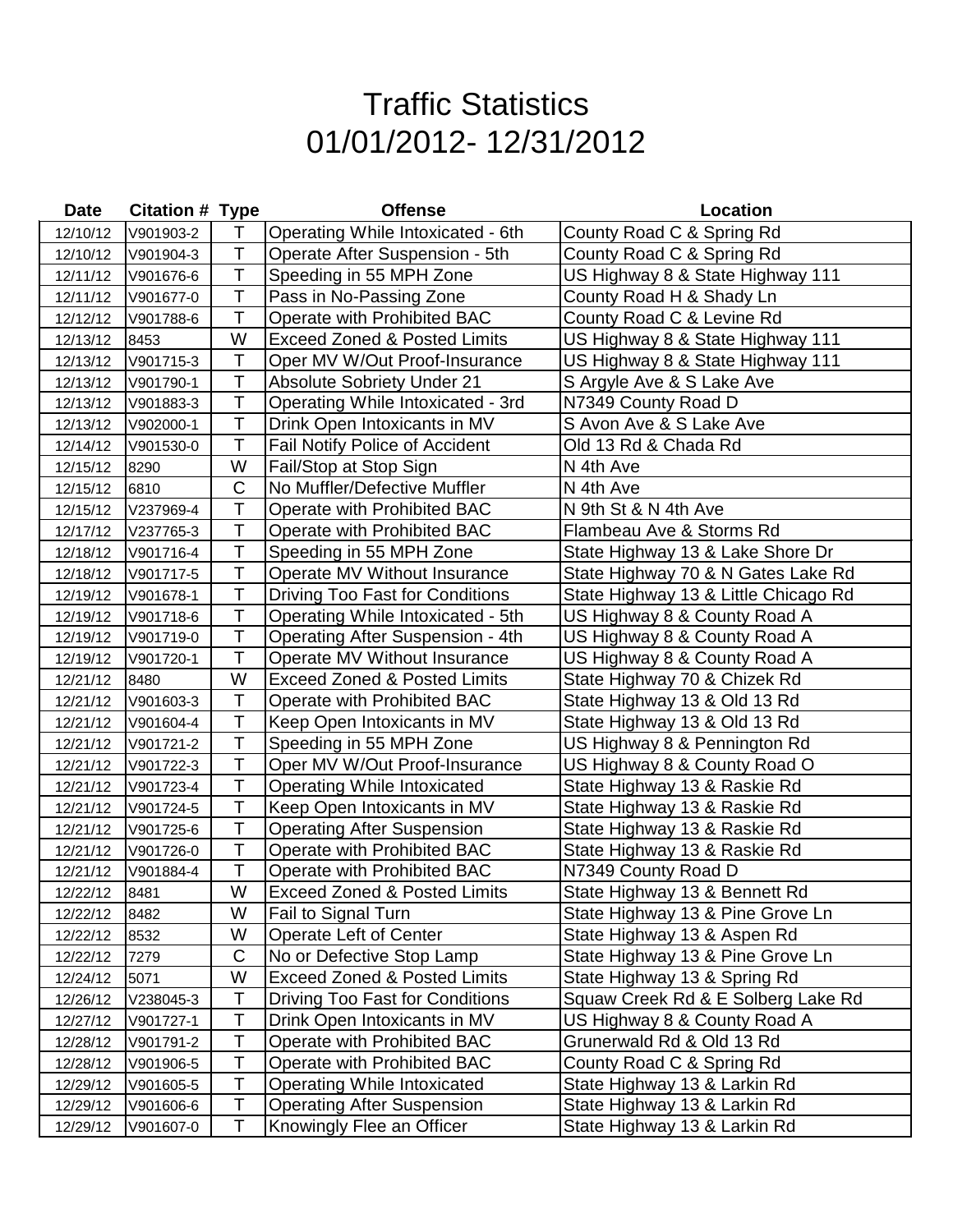# Traffic Statistics
# 01/01/2012- 12/31/2012

| Date | Citation # | Type | Offense | Location |
|---|---|---|---|---|
| 12/10/12 | V901903-2 | T | Operating While Intoxicated - 6th | County Road C & Spring Rd |
| 12/10/12 | V901904-3 | T | Operate After Suspension - 5th | County Road C & Spring Rd |
| 12/11/12 | V901676-6 | T | Speeding in 55 MPH Zone | US Highway 8 & State Highway 111 |
| 12/11/12 | V901677-0 | T | Pass in No-Passing Zone | County Road H & Shady Ln |
| 12/12/12 | V901788-6 | T | Operate with Prohibited BAC | County Road C & Levine Rd |
| 12/13/12 | 8453 | W | Exceed Zoned & Posted Limits | US Highway 8 & State Highway 111 |
| 12/13/12 | V901715-3 | T | Oper MV W/Out Proof-Insurance | US Highway 8 & State Highway 111 |
| 12/13/12 | V901790-1 | T | Absolute Sobriety Under 21 | S Argyle Ave & S Lake Ave |
| 12/13/12 | V901883-3 | T | Operating While Intoxicated - 3rd | N7349 County Road D |
| 12/13/12 | V902000-1 | T | Drink Open Intoxicants in MV | S Avon Ave & S Lake Ave |
| 12/14/12 | V901530-0 | T | Fail Notify Police of Accident | Old 13 Rd & Chada Rd |
| 12/15/12 | 8290 | W | Fail/Stop at Stop Sign | N 4th Ave |
| 12/15/12 | 6810 | C | No Muffler/Defective Muffler | N 4th Ave |
| 12/15/12 | V237969-4 | T | Operate with Prohibited BAC | N 9th St & N 4th Ave |
| 12/17/12 | V237765-3 | T | Operate with Prohibited BAC | Flambeau Ave & Storms Rd |
| 12/18/12 | V901716-4 | T | Speeding in 55 MPH Zone | State Highway 13 & Lake Shore Dr |
| 12/18/12 | V901717-5 | T | Operate MV Without Insurance | State Highway 70 & N Gates Lake Rd |
| 12/19/12 | V901678-1 | T | Driving Too Fast for Conditions | State Highway 13 & Little Chicago Rd |
| 12/19/12 | V901718-6 | T | Operating While Intoxicated - 5th | US Highway 8 & County Road A |
| 12/19/12 | V901719-0 | T | Operating After Suspension - 4th | US Highway 8 & County Road A |
| 12/19/12 | V901720-1 | T | Operate MV Without Insurance | US Highway 8 & County Road A |
| 12/21/12 | 8480 | W | Exceed Zoned & Posted Limits | State Highway 70 & Chizek Rd |
| 12/21/12 | V901603-3 | T | Operate with Prohibited BAC | State Highway 13 & Old 13 Rd |
| 12/21/12 | V901604-4 | T | Keep Open Intoxicants in MV | State Highway 13 & Old 13 Rd |
| 12/21/12 | V901721-2 | T | Speeding in 55 MPH Zone | US Highway 8 & Pennington Rd |
| 12/21/12 | V901722-3 | T | Oper MV W/Out Proof-Insurance | US Highway 8 & County Road O |
| 12/21/12 | V901723-4 | T | Operating While Intoxicated | State Highway 13 & Raskie Rd |
| 12/21/12 | V901724-5 | T | Keep Open Intoxicants in MV | State Highway 13 & Raskie Rd |
| 12/21/12 | V901725-6 | T | Operating After Suspension | State Highway 13 & Raskie Rd |
| 12/21/12 | V901726-0 | T | Operate with Prohibited BAC | State Highway 13 & Raskie Rd |
| 12/21/12 | V901884-4 | T | Operate with Prohibited BAC | N7349 County Road D |
| 12/22/12 | 8481 | W | Exceed Zoned & Posted Limits | State Highway 13 & Bennett Rd |
| 12/22/12 | 8482 | W | Fail to Signal Turn | State Highway 13 & Pine Grove Ln |
| 12/22/12 | 8532 | W | Operate Left of Center | State Highway 13 & Aspen Rd |
| 12/22/12 | 7279 | C | No or Defective Stop Lamp | State Highway 13 & Pine Grove Ln |
| 12/24/12 | 5071 | W | Exceed Zoned & Posted Limits | State Highway 13 & Spring Rd |
| 12/26/12 | V238045-3 | T | Driving Too Fast for Conditions | Squaw Creek Rd & E Solberg Lake Rd |
| 12/27/12 | V901727-1 | T | Drink Open Intoxicants in MV | US Highway 8 & County Road A |
| 12/28/12 | V901791-2 | T | Operate with Prohibited BAC | Grunerwald Rd & Old 13 Rd |
| 12/28/12 | V901906-5 | T | Operate with Prohibited BAC | County Road C & Spring Rd |
| 12/29/12 | V901605-5 | T | Operating While Intoxicated | State Highway 13 & Larkin Rd |
| 12/29/12 | V901606-6 | T | Operating After Suspension | State Highway 13 & Larkin Rd |
| 12/29/12 | V901607-0 | T | Knowingly Flee an Officer | State Highway 13 & Larkin Rd |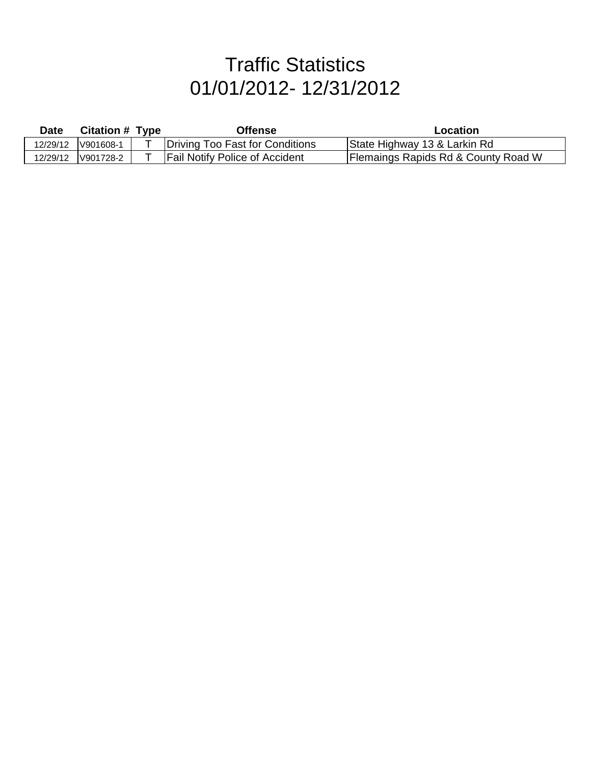# Traffic Statistics
# 01/01/2012- 12/31/2012

| Date | Citation # | Type | Offense | Location |
|---|---|---|---|---|
| 12/29/12 | V901608-1 | T | Driving Too Fast for Conditions | State Highway 13 & Larkin Rd |
| 12/29/12 | V901728-2 | T | Fail Notify Police of Accident | Flemaings Rapids Rd & County Road W |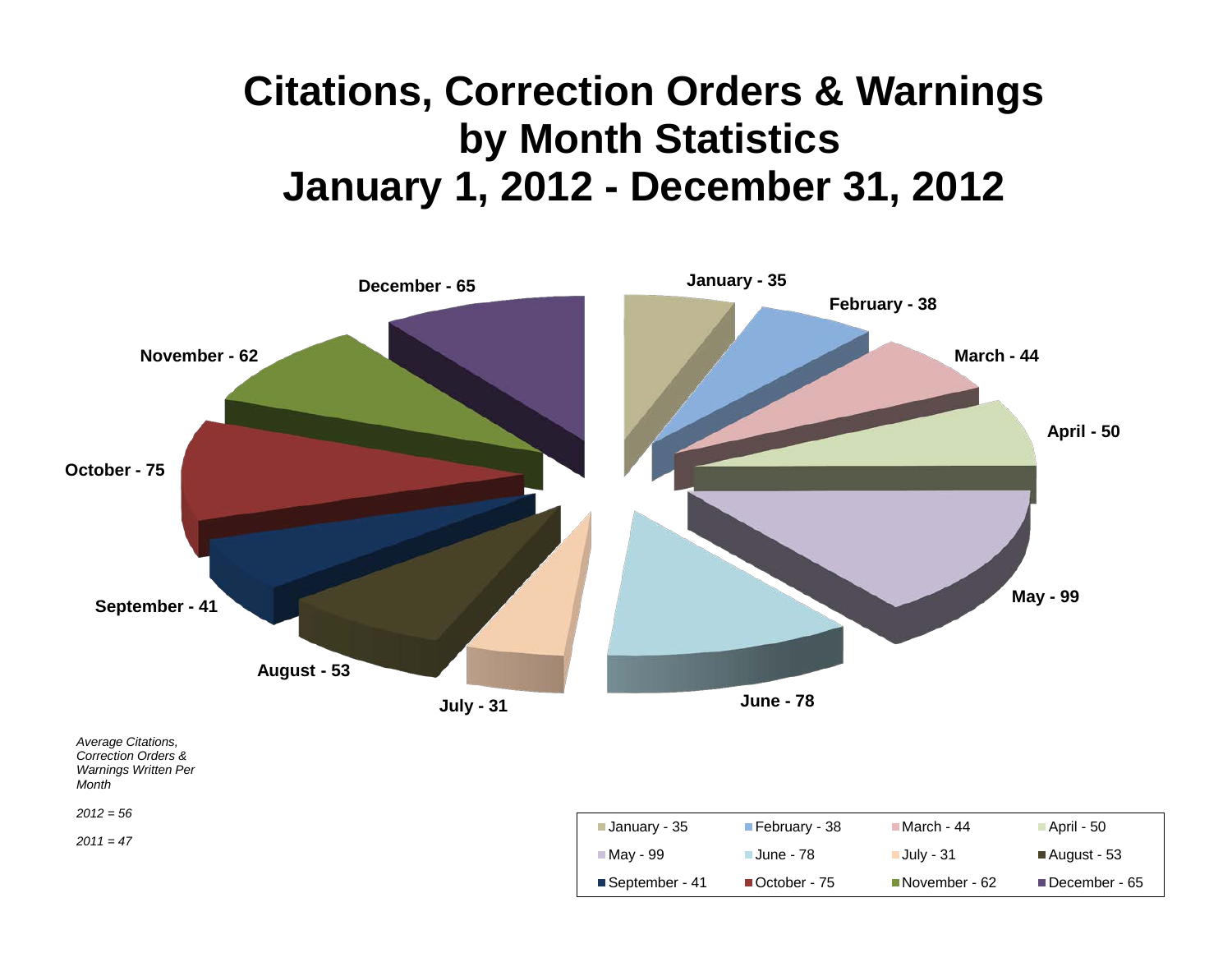# Citations, Correction Orders & Warnings by Month Statistics
# January 1, 2012 - December 31, 2012

| Month | Count |
|---|---|
| January | 35 |
| February | 38 |
| March | 44 |
| April | 50 |
| May | 99 |
| June | 78 |
| July | 31 |
| August | 53 |
| September | 41 |
| October | 75 |
| November | 62 |
| December | 65 |

*Average Citations, Correction Orders & Warnings Written Per Month*

*2012 = 56*

*2011 = 47*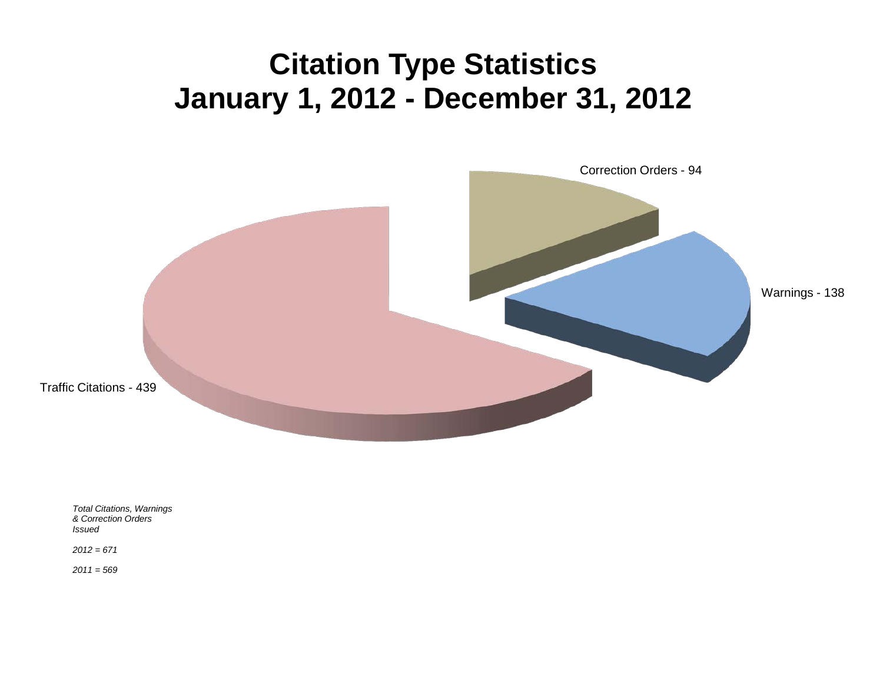# Citation Type Statistics
# January 1, 2012 - December 31, 2012

Correction Orders - 94

Warnings - 138

Traffic Citations - 439

*Total Citations, Warnings & Correction Orders Issued*

*2012 = 671*

*2011 = 569*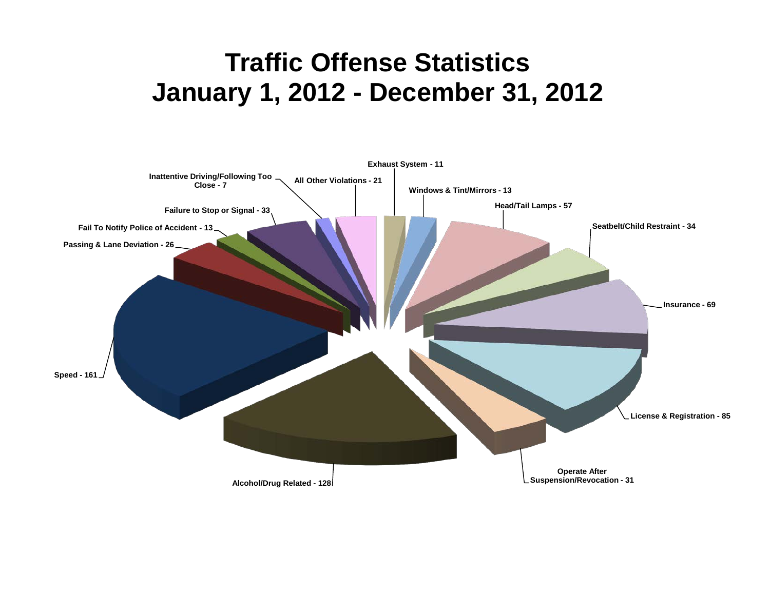# Traffic Offense Statistics
# January 1, 2012 - December 31, 2012

Exhaust System - 11

Inattentive Driving/Following Too Close - 7

All Other Violations - 21

Windows & Tint/Mirrors - 13

Head/Tail Lamps - 57

Failure to Stop or Signal - 33

Seatbelt/Child Restraint - 34

Fail To Notify Police of Accident - 13

Passing & Lane Deviation - 26

Insurance - 69

Speed - 161

License & Registration - 85

Operate After Suspension/Revocation - 31

Alcohol/Drug Related - 128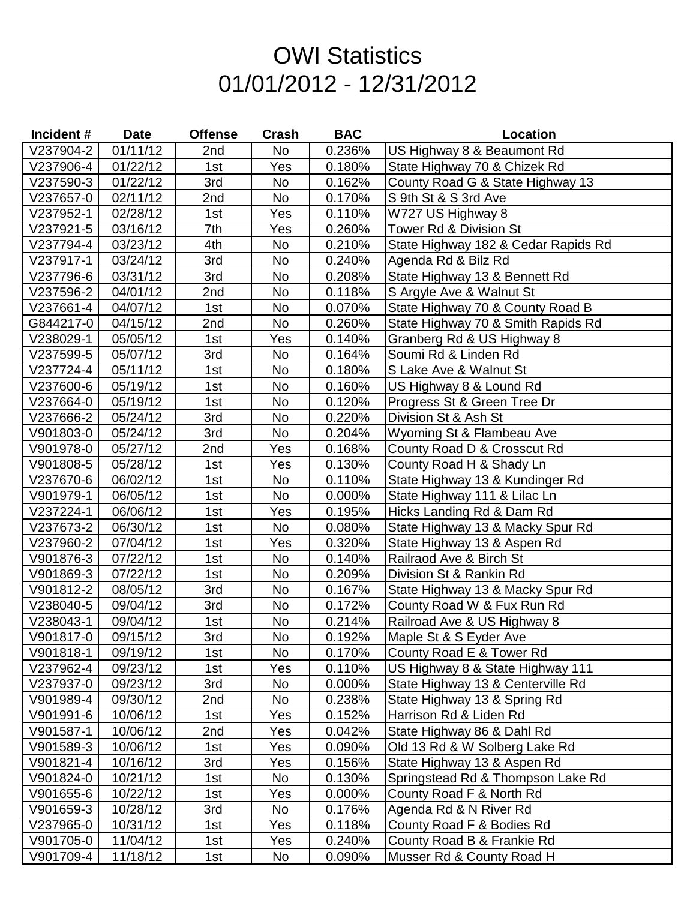# OWI Statistics
# 01/01/2012 - 12/31/2012

| Incident # | Date | Offense | Crash | BAC | Location |
|---|---|---|---|---|---|
| V237904-2 | 01/11/12 | 2nd | No | 0.236% | US Highway 8 & Beaumont Rd |
| V237906-4 | 01/22/12 | 1st | Yes | 0.180% | State Highway 70 & Chizek Rd |
| V237590-3 | 01/22/12 | 3rd | No | 0.162% | County Road G & State Highway 13 |
| V237657-0 | 02/11/12 | 2nd | No | 0.170% | S 9th St & S 3rd Ave |
| V237952-1 | 02/28/12 | 1st | Yes | 0.110% | W727 US Highway 8 |
| V237921-5 | 03/16/12 | 7th | Yes | 0.260% | Tower Rd & Division St |
| V237794-4 | 03/23/12 | 4th | No | 0.210% | State Highway 182 & Cedar Rapids Rd |
| V237917-1 | 03/24/12 | 3rd | No | 0.240% | Agenda Rd & Bilz Rd |
| V237796-6 | 03/31/12 | 3rd | No | 0.208% | State Highway 13 & Bennett Rd |
| V237596-2 | 04/01/12 | 2nd | No | 0.118% | S Argyle Ave & Walnut St |
| V237661-4 | 04/07/12 | 1st | No | 0.070% | State Highway 70 & County Road B |
| G844217-0 | 04/15/12 | 2nd | No | 0.260% | State Highway 70 & Smith Rapids Rd |
| V238029-1 | 05/05/12 | 1st | Yes | 0.140% | Granberg Rd & US Highway 8 |
| V237599-5 | 05/07/12 | 3rd | No | 0.164% | Soumi Rd & Linden Rd |
| V237724-4 | 05/11/12 | 1st | No | 0.180% | S Lake Ave & Walnut St |
| V237600-6 | 05/19/12 | 1st | No | 0.160% | US Highway 8 & Lound Rd |
| V237664-0 | 05/19/12 | 1st | No | 0.120% | Progress St & Green Tree Dr |
| V237666-2 | 05/24/12 | 3rd | No | 0.220% | Division St & Ash St |
| V901803-0 | 05/24/12 | 3rd | No | 0.204% | Wyoming St & Flambeau Ave |
| V901978-0 | 05/27/12 | 2nd | Yes | 0.168% | County Road D & Crosscut Rd |
| V901808-5 | 05/28/12 | 1st | Yes | 0.130% | County Road H & Shady Ln |
| V237670-6 | 06/02/12 | 1st | No | 0.110% | State Highway 13 & Kundinger Rd |
| V901979-1 | 06/05/12 | 1st | No | 0.000% | State Highway 111 & Lilac Ln |
| V237224-1 | 06/06/12 | 1st | Yes | 0.195% | Hicks Landing Rd & Dam Rd |
| V237673-2 | 06/30/12 | 1st | No | 0.080% | State Highway 13 & Macky Spur Rd |
| V237960-2 | 07/04/12 | 1st | Yes | 0.320% | State Highway 13 & Aspen Rd |
| V901876-3 | 07/22/12 | 1st | No | 0.140% | Railraod Ave & Birch St |
| V901869-3 | 07/22/12 | 1st | No | 0.209% | Division St & Rankin Rd |
| V901812-2 | 08/05/12 | 3rd | No | 0.167% | State Highway 13 & Macky Spur Rd |
| V238040-5 | 09/04/12 | 3rd | No | 0.172% | County Road W & Fux Run Rd |
| V238043-1 | 09/04/12 | 1st | No | 0.214% | Railroad Ave & US Highway 8 |
| V901817-0 | 09/15/12 | 3rd | No | 0.192% | Maple St & S Eyder Ave |
| V901818-1 | 09/19/12 | 1st | No | 0.170% | County Road E & Tower Rd |
| V237962-4 | 09/23/12 | 1st | Yes | 0.110% | US Highway 8 & State Highway 111 |
| V237937-0 | 09/23/12 | 3rd | No | 0.000% | State Highway 13 & Centerville Rd |
| V901989-4 | 09/30/12 | 2nd | No | 0.238% | State Highway 13 & Spring Rd |
| V901991-6 | 10/06/12 | 1st | Yes | 0.152% | Harrison Rd & Liden Rd |
| V901587-1 | 10/06/12 | 2nd | Yes | 0.042% | State Highway 86 & Dahl Rd |
| V901589-3 | 10/06/12 | 1st | Yes | 0.090% | Old 13 Rd & W Solberg Lake Rd |
| V901821-4 | 10/16/12 | 3rd | Yes | 0.156% | State Highway 13 & Aspen Rd |
| V901824-0 | 10/21/12 | 1st | No | 0.130% | Springstead Rd & Thompson Lake Rd |
| V901655-6 | 10/22/12 | 1st | Yes | 0.000% | County Road F & North Rd |
| V901659-3 | 10/28/12 | 3rd | No | 0.176% | Agenda Rd & N River Rd |
| V237965-0 | 10/31/12 | 1st | Yes | 0.118% | County Road F & Bodies Rd |
| V901705-0 | 11/04/12 | 1st | Yes | 0.240% | County Road B & Frankie Rd |
| V901709-4 | 11/18/12 | 1st | No | 0.090% | Musser Rd & County Road H |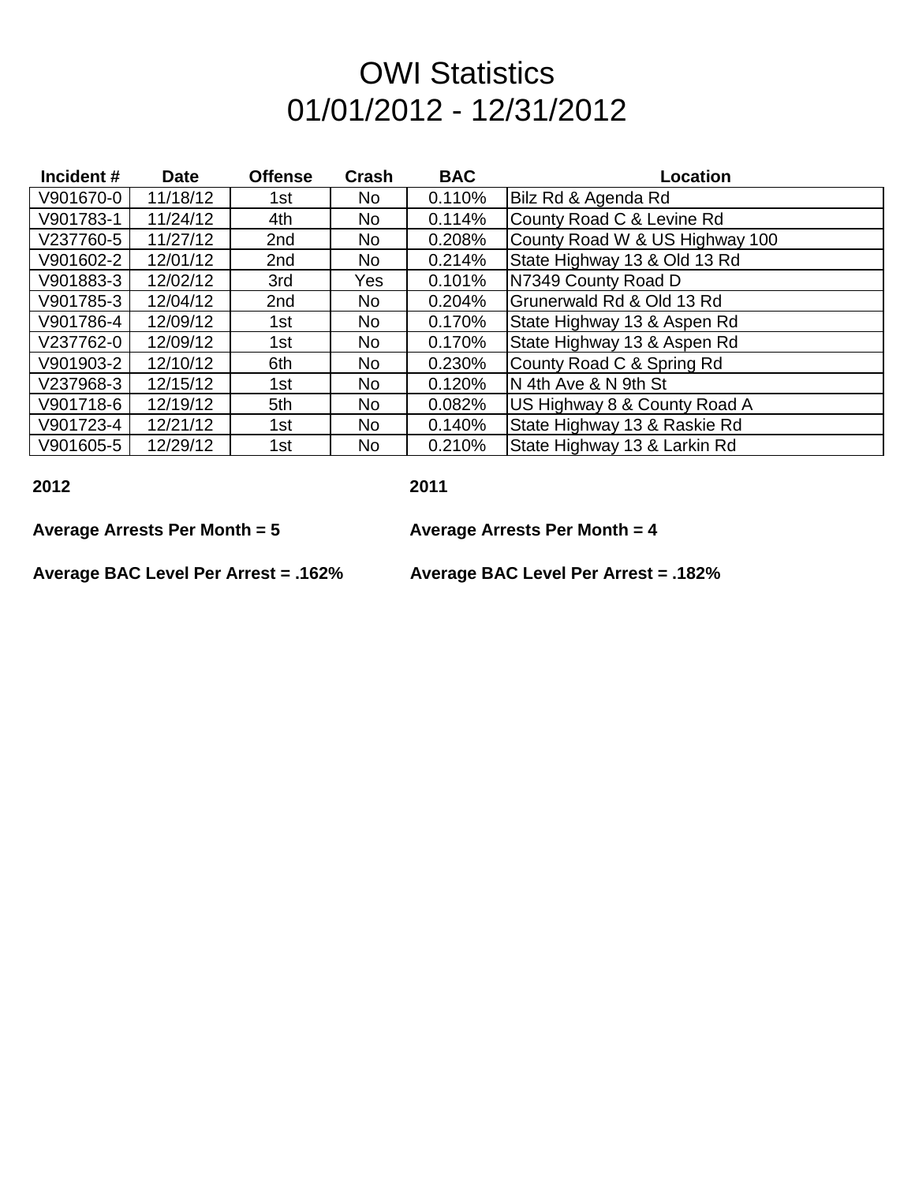# OWI Statistics
# 01/01/2012 - 12/31/2012

| Incident # | Date | Offense | Crash | BAC | Location |
|---|---|---|---|---|---|
| V901670-0 | 11/18/12 | 1st | No | 0.110% | Bilz Rd & Agenda Rd |
| V901783-1 | 11/24/12 | 4th | No | 0.114% | County Road C & Levine Rd |
| V237760-5 | 11/27/12 | 2nd | No | 0.208% | County Road W & US Highway 100 |
| V901602-2 | 12/01/12 | 2nd | No | 0.214% | State Highway 13 & Old 13 Rd |
| V901883-3 | 12/02/12 | 3rd | Yes | 0.101% | N7349 County Road D |
| V901785-3 | 12/04/12 | 2nd | No | 0.204% | Grunerwald Rd & Old 13 Rd |
| V901786-4 | 12/09/12 | 1st | No | 0.170% | State Highway 13 & Aspen Rd |
| V237762-0 | 12/09/12 | 1st | No | 0.170% | State Highway 13 & Aspen Rd |
| V901903-2 | 12/10/12 | 6th | No | 0.230% | County Road C & Spring Rd |
| V237968-3 | 12/15/12 | 1st | No | 0.120% | N 4th Ave & N 9th St |
| V901718-6 | 12/19/12 | 5th | No | 0.082% | US Highway 8 & County Road A |
| V901723-4 | 12/21/12 | 1st | No | 0.140% | State Highway 13 & Raskie Rd |
| V901605-5 | 12/29/12 | 1st | No | 0.210% | State Highway 13 & Larkin Rd |

**2012**

**Average Arrests Per Month = 5**

**Average BAC Level Per Arrest = .162%**

**2011**

**Average Arrests Per Month = 4**

**Average BAC Level Per Arrest = .182%**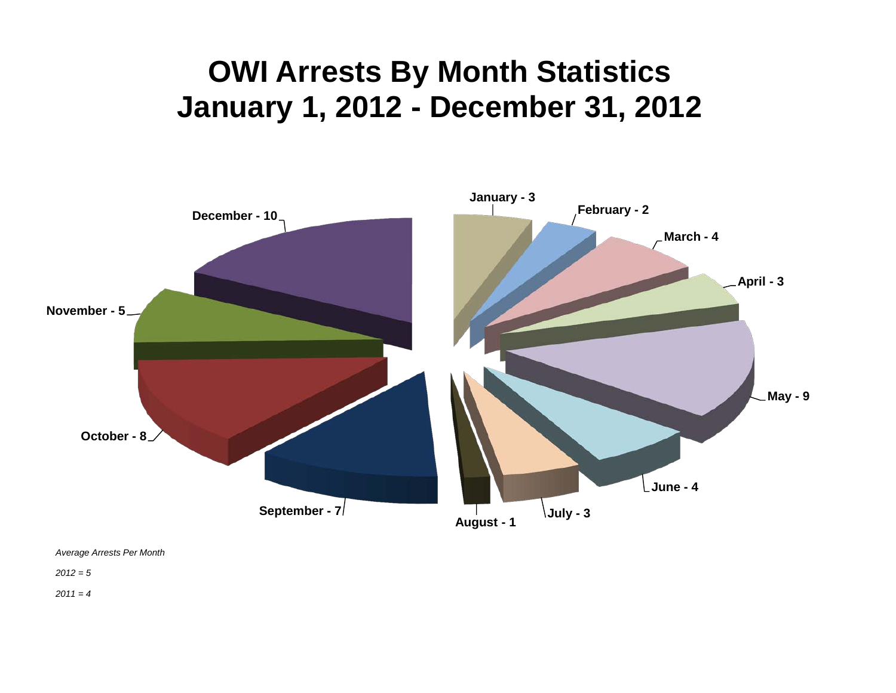# OWI Arrests By Month Statistics
# January 1, 2012 - December 31, 2012

January - 3

February - 2

March - 4

April - 3

May - 9

June - 4

July - 3

August - 1

September - 7

October - 8

November - 5

December - 10

*Average Arrests Per Month*

*2012 = 5*

*2011 = 4*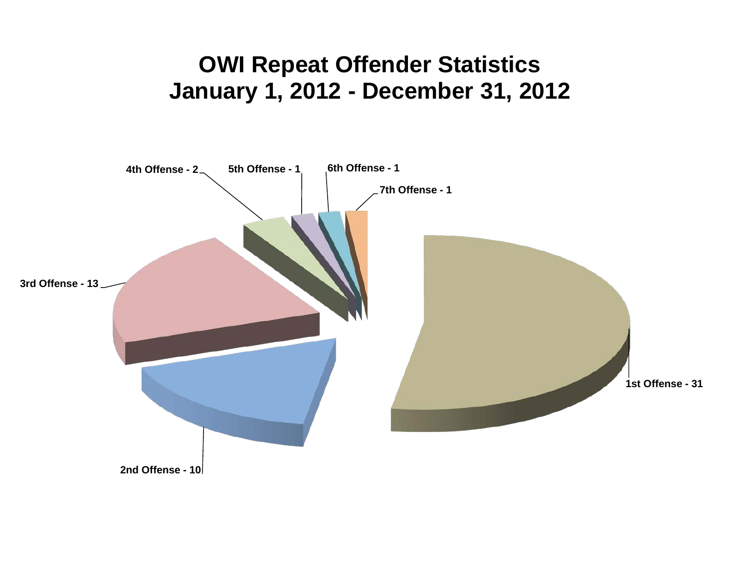# OWI Repeat Offender Statistics
# January 1, 2012 - December 31, 2012

4th Offense - 2

5th Offense - 1

6th Offense - 1

7th Offense - 1

3rd Offense - 13

1st Offense - 31

2nd Offense - 10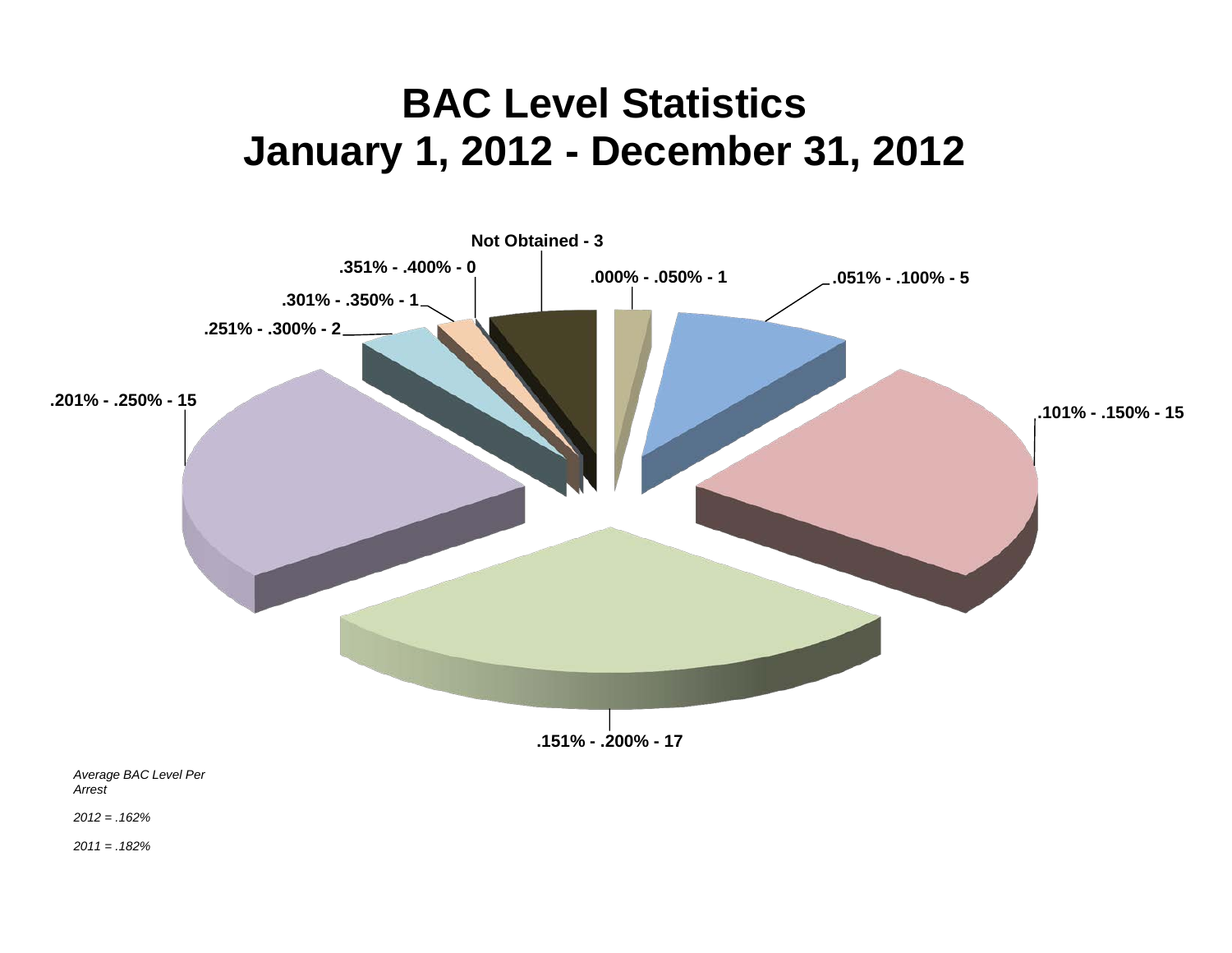# BAC Level Statistics
# January 1, 2012 - December 31, 2012

**Not Obtained - 3**

**.000% - .050% - 1**

**.051% - .100% - 5**

**.101% - .150% - 15**

**.151% - .200% - 17**

**.201% - .250% - 15**

**.251% - .300% - 2**

**.301% - .350% - 1**

**.351% - .400% - 0**

*Average BAC Level Per Arrest*

*2012 = .162%*

*2011 = .182%*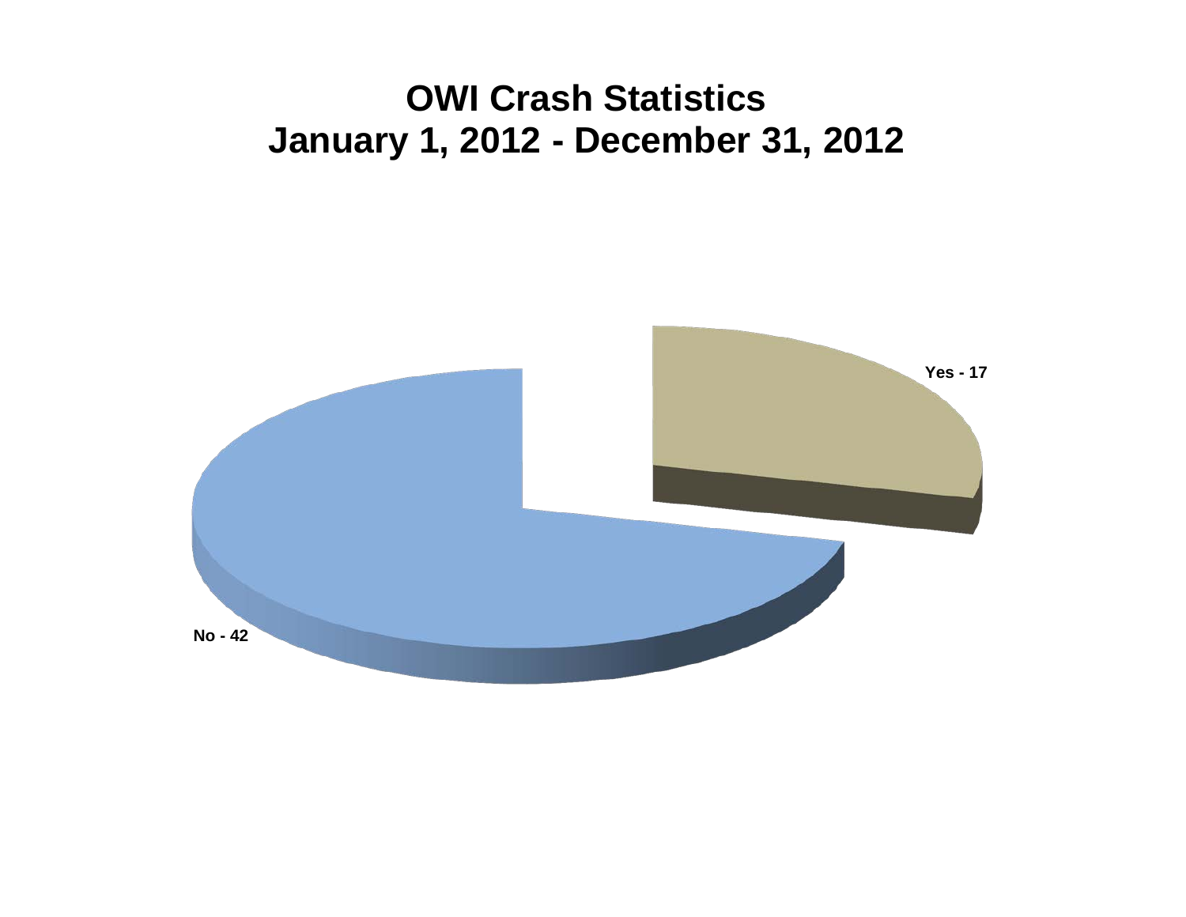# OWI Crash Statistics
# January 1, 2012 - December 31, 2012

Yes - 17

No - 42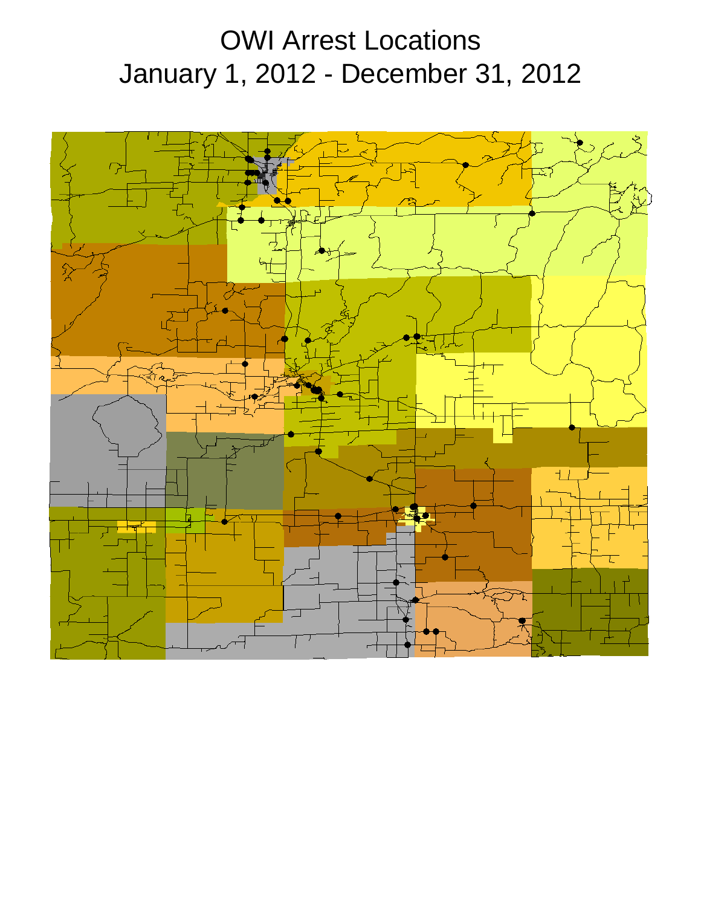# OWI Arrest Locations
## January 1, 2012 - December 31, 2012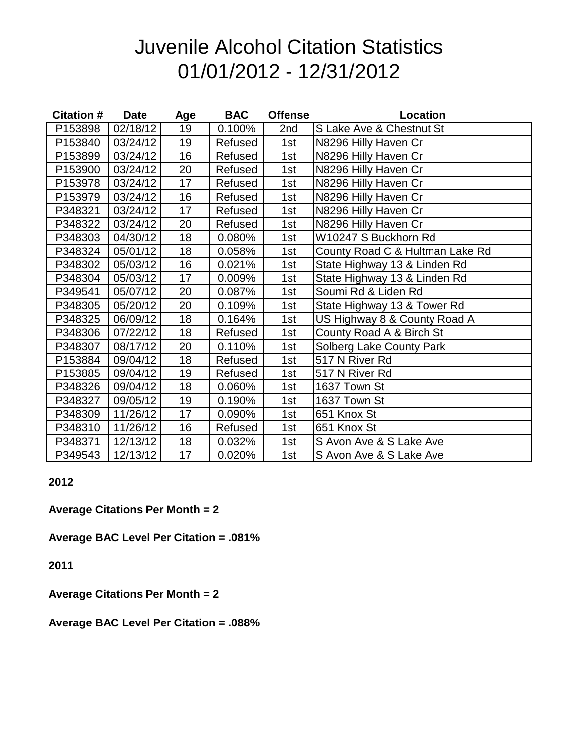# Juvenile Alcohol Citation Statistics
# 01/01/2012 - 12/31/2012

| Citation # | Date | Age | BAC | Offense | Location |
|---|---|---|---|---|---|
| P153898 | 02/18/12 | 19 | 0.100% | 2nd | S Lake Ave & Chestnut St |
| P153840 | 03/24/12 | 19 | Refused | 1st | N8296 Hilly Haven Cr |
| P153899 | 03/24/12 | 16 | Refused | 1st | N8296 Hilly Haven Cr |
| P153900 | 03/24/12 | 20 | Refused | 1st | N8296 Hilly Haven Cr |
| P153978 | 03/24/12 | 17 | Refused | 1st | N8296 Hilly Haven Cr |
| P153979 | 03/24/12 | 16 | Refused | 1st | N8296 Hilly Haven Cr |
| P348321 | 03/24/12 | 17 | Refused | 1st | N8296 Hilly Haven Cr |
| P348322 | 03/24/12 | 20 | Refused | 1st | N8296 Hilly Haven Cr |
| P348303 | 04/30/12 | 18 | 0.080% | 1st | W10247 S Buckhorn Rd |
| P348324 | 05/01/12 | 18 | 0.058% | 1st | County Road C & Hultman Lake Rd |
| P348302 | 05/03/12 | 16 | 0.021% | 1st | State Highway 13 & Linden Rd |
| P348304 | 05/03/12 | 17 | 0.009% | 1st | State Highway 13 & Linden Rd |
| P349541 | 05/07/12 | 20 | 0.087% | 1st | Soumi Rd & Liden Rd |
| P348305 | 05/20/12 | 20 | 0.109% | 1st | State Highway 13 & Tower Rd |
| P348325 | 06/09/12 | 18 | 0.164% | 1st | US Highway 8 & County Road A |
| P348306 | 07/22/12 | 18 | Refused | 1st | County Road A & Birch St |
| P348307 | 08/17/12 | 20 | 0.110% | 1st | Solberg Lake County Park |
| P153884 | 09/04/12 | 18 | Refused | 1st | 517 N River Rd |
| P153885 | 09/04/12 | 19 | Refused | 1st | 517 N River Rd |
| P348326 | 09/04/12 | 18 | 0.060% | 1st | 1637 Town St |
| P348327 | 09/05/12 | 19 | 0.190% | 1st | 1637 Town St |
| P348309 | 11/26/12 | 17 | 0.090% | 1st | 651 Knox St |
| P348310 | 11/26/12 | 16 | Refused | 1st | 651 Knox St |
| P348371 | 12/13/12 | 18 | 0.032% | 1st | S Avon Ave & S Lake Ave |
| P349543 | 12/13/12 | 17 | 0.020% | 1st | S Avon Ave & S Lake Ave |

**2012**

**Average Citations Per Month = 2**

**Average BAC Level Per Citation = .081%**

**2011**

**Average Citations Per Month = 2**

**Average BAC Level Per Citation = .088%**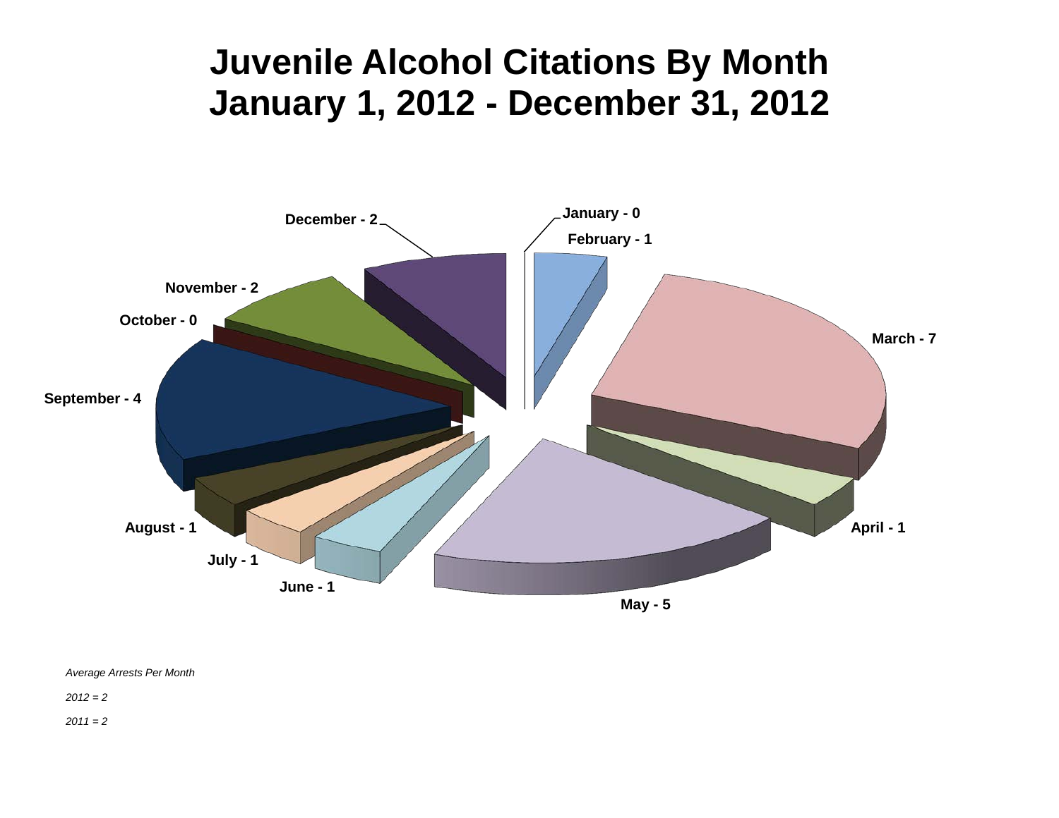# Juvenile Alcohol Citations By Month
# January 1, 2012 - December 31, 2012

January - 0

February - 1

March - 7

April - 1

May - 5

June - 1

July - 1

August - 1

September - 4

October - 0

November - 2

December - 2

*Average Arrests Per Month*

*2012 = 2*

*2011 = 2*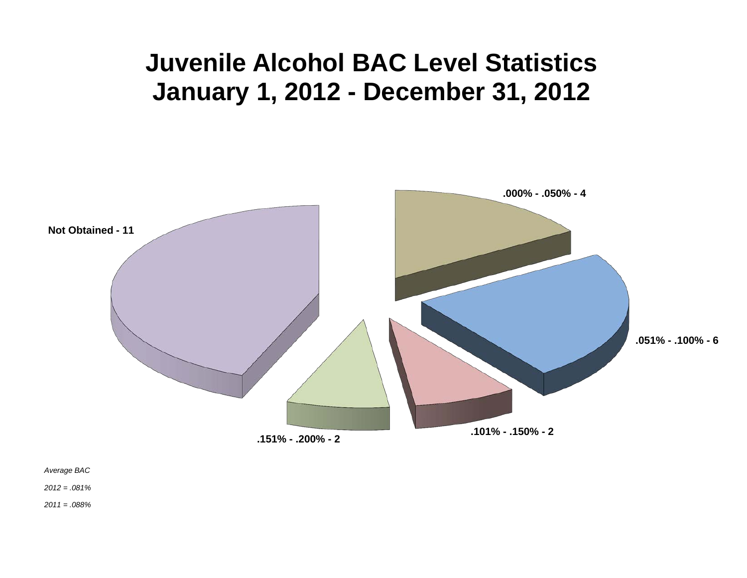# Juvenile Alcohol BAC Level Statistics
# January 1, 2012 - December 31, 2012

**.000% - .050% - 4**

**Not Obtained - 11**

**.051% - .100% - 6**

**.101% - .150% - 2**

**.151% - .200% - 2**

*Average BAC*

*2012 = .081%*

*2011 = .088%*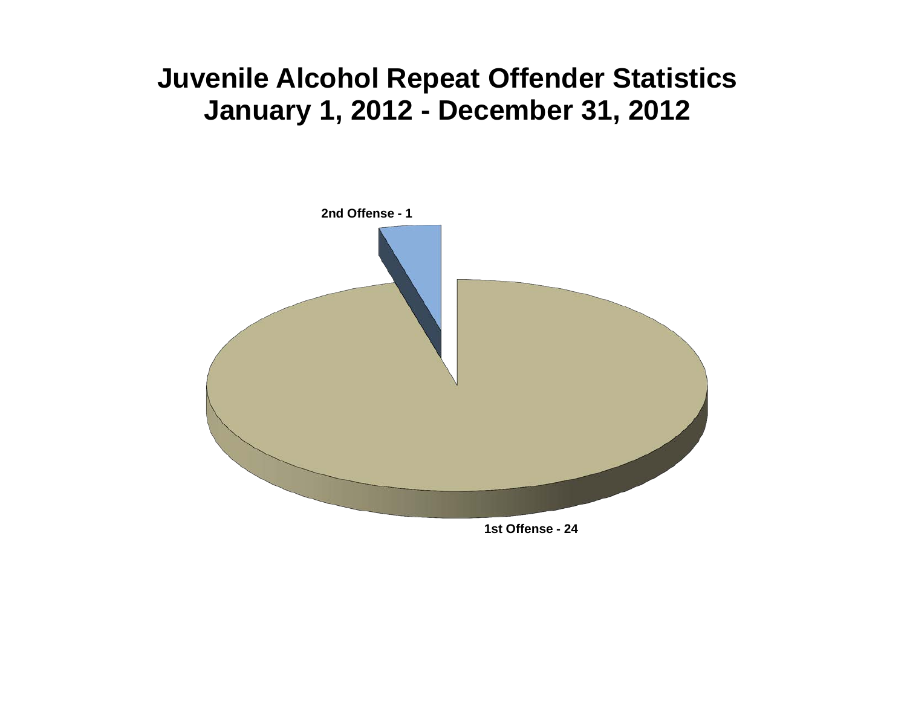# Juvenile Alcohol Repeat Offender Statistics
# January 1, 2012 - December 31, 2012

2nd Offense - 1

1st Offense - 24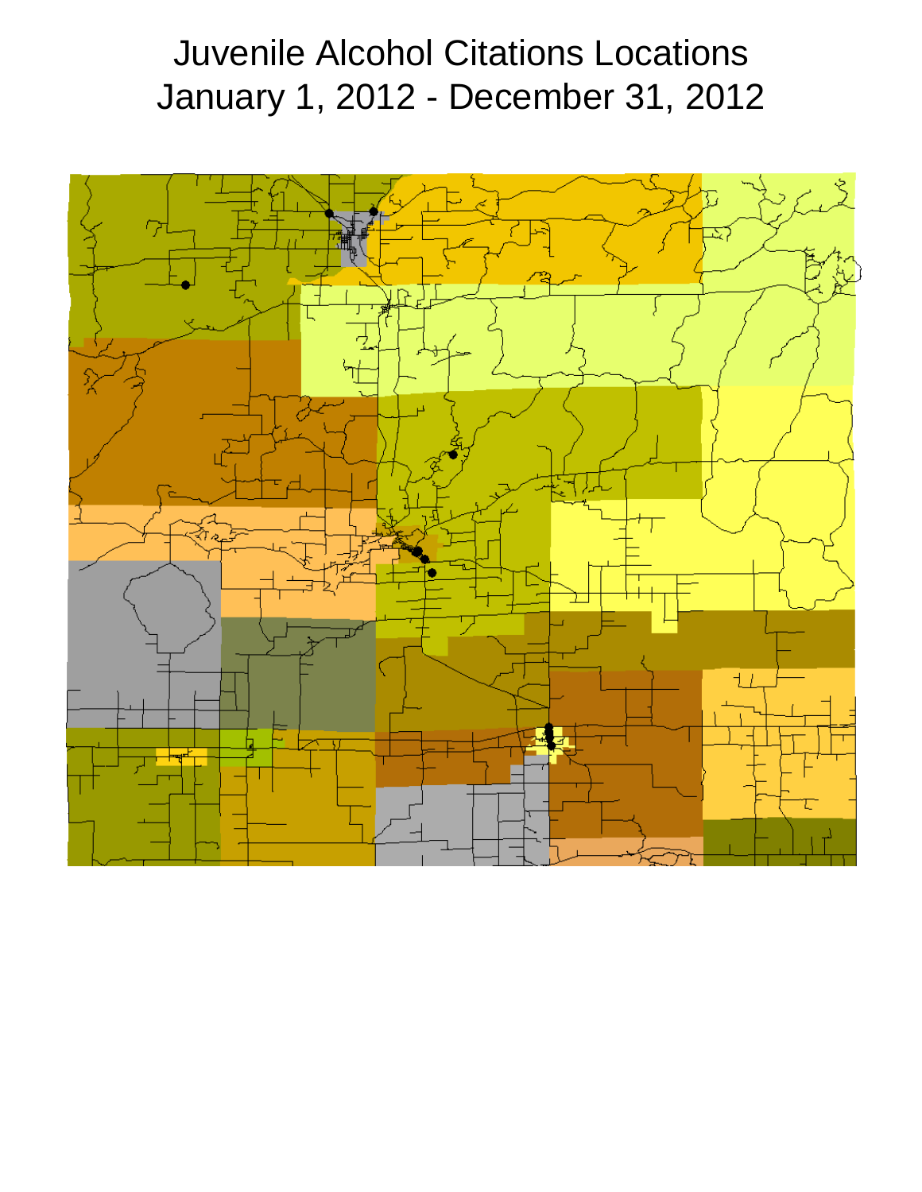# Juvenile Alcohol Citations Locations
# January 1, 2012 - December 31, 2012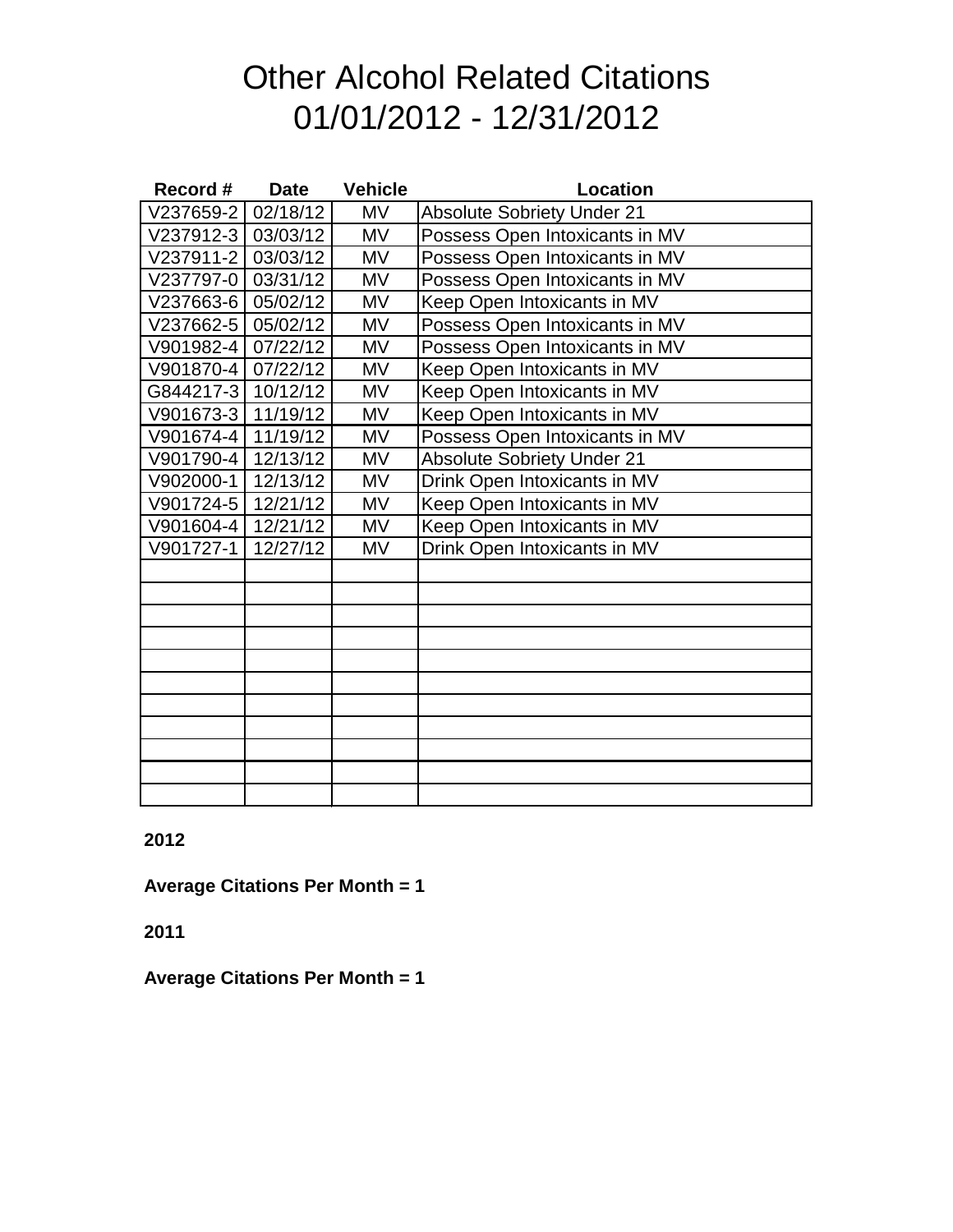# Other Alcohol Related Citations
# 01/01/2012 - 12/31/2012

| Record # | Date | Vehicle | Location |
|---|---|---|---|
| V237659-2 | 02/18/12 | MV | Absolute Sobriety Under 21 |
| V237912-3 | 03/03/12 | MV | Possess Open Intoxicants in MV |
| V237911-2 | 03/03/12 | MV | Possess Open Intoxicants in MV |
| V237797-0 | 03/31/12 | MV | Possess Open Intoxicants in MV |
| V237663-6 | 05/02/12 | MV | Keep Open Intoxicants in MV |
| V237662-5 | 05/02/12 | MV | Possess Open Intoxicants in MV |
| V901982-4 | 07/22/12 | MV | Possess Open Intoxicants in MV |
| V901870-4 | 07/22/12 | MV | Keep Open Intoxicants in MV |
| G844217-3 | 10/12/12 | MV | Keep Open Intoxicants in MV |
| V901673-3 | 11/19/12 | MV | Keep Open Intoxicants in MV |
| V901674-4 | 11/19/12 | MV | Possess Open Intoxicants in MV |
| V901790-4 | 12/13/12 | MV | Absolute Sobriety Under 21 |
| V902000-1 | 12/13/12 | MV | Drink Open Intoxicants in MV |
| V901724-5 | 12/21/12 | MV | Keep Open Intoxicants in MV |
| V901604-4 | 12/21/12 | MV | Keep Open Intoxicants in MV |
| V901727-1 | 12/27/12 | MV | Drink Open Intoxicants in MV |
| | | | |
| | | | |
| | | | |
| | | | |
| | | | |
| | | | |
| | | | |
| | | | |
| | | | |
| | | | |
| | | | |

**2012**

**Average Citations Per Month = 1**

**2011**

**Average Citations Per Month = 1**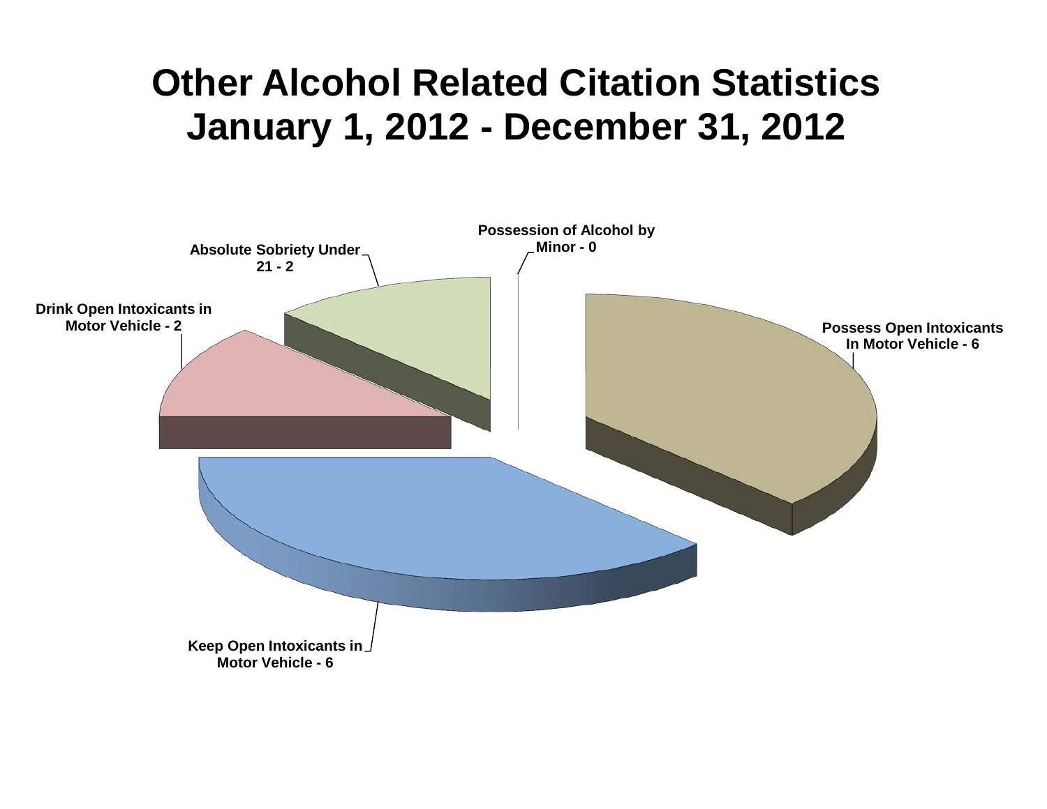# Other Alcohol Related Citation Statistics
# January 1, 2012 - December 31, 2012

Possession of Alcohol by Minor - 0

Absolute Sobriety Under 21 - 2

Drink Open Intoxicants in Motor Vehicle - 2

Possess Open Intoxicants In Motor Vehicle - 6

Keep Open Intoxicants in Motor Vehicle - 6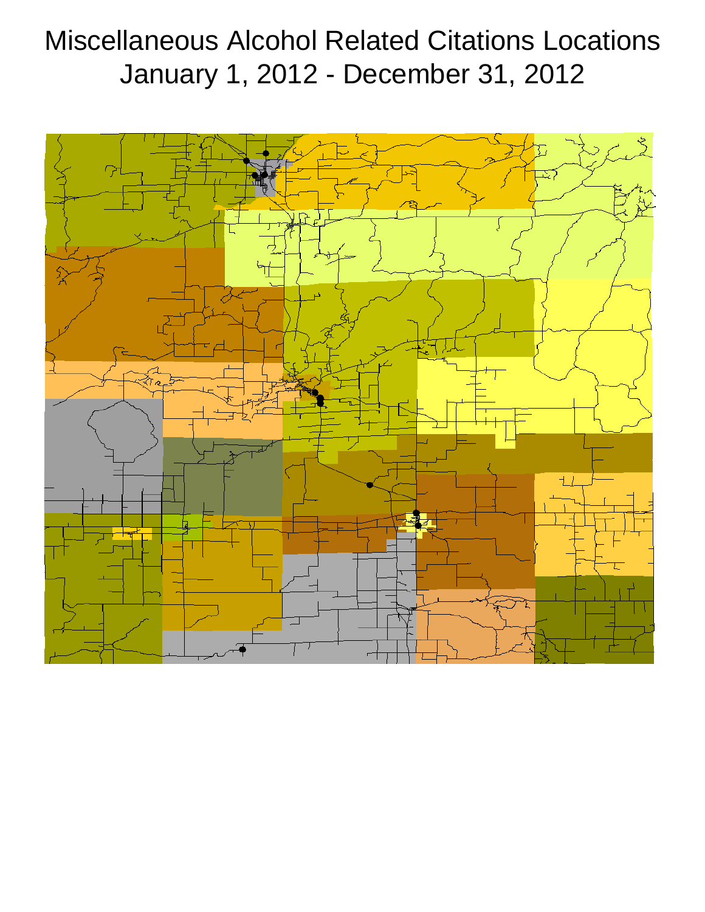# Miscellaneous Alcohol Related Citations Locations
## January 1, 2012 - December 31, 2012